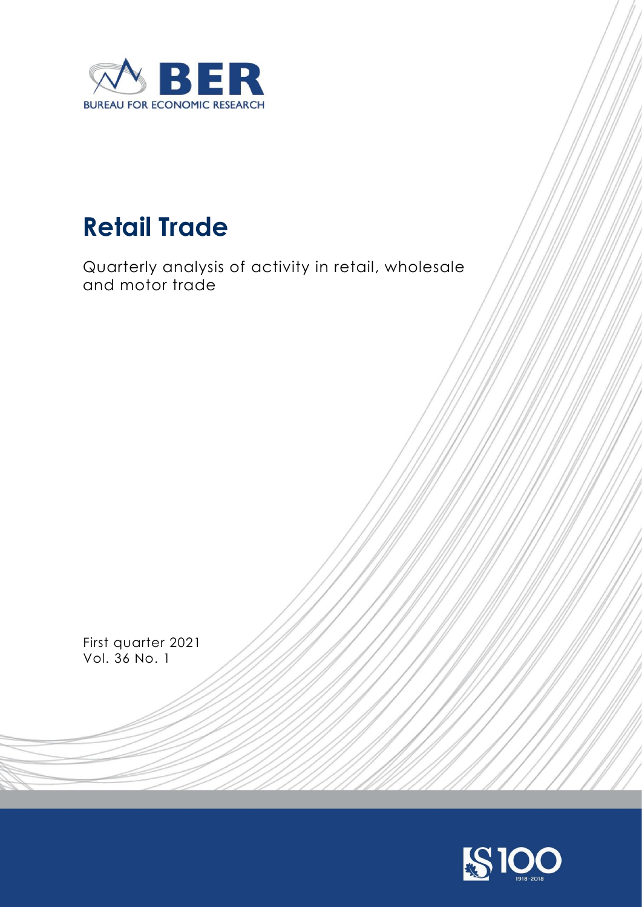BER

BUREAU FOR ECONOMIC RESEARCH

# Retail Trade

Quarterly analysis of activity in retail, wholesale and motor trade

First quarter 2021
Vol. 36 No. 1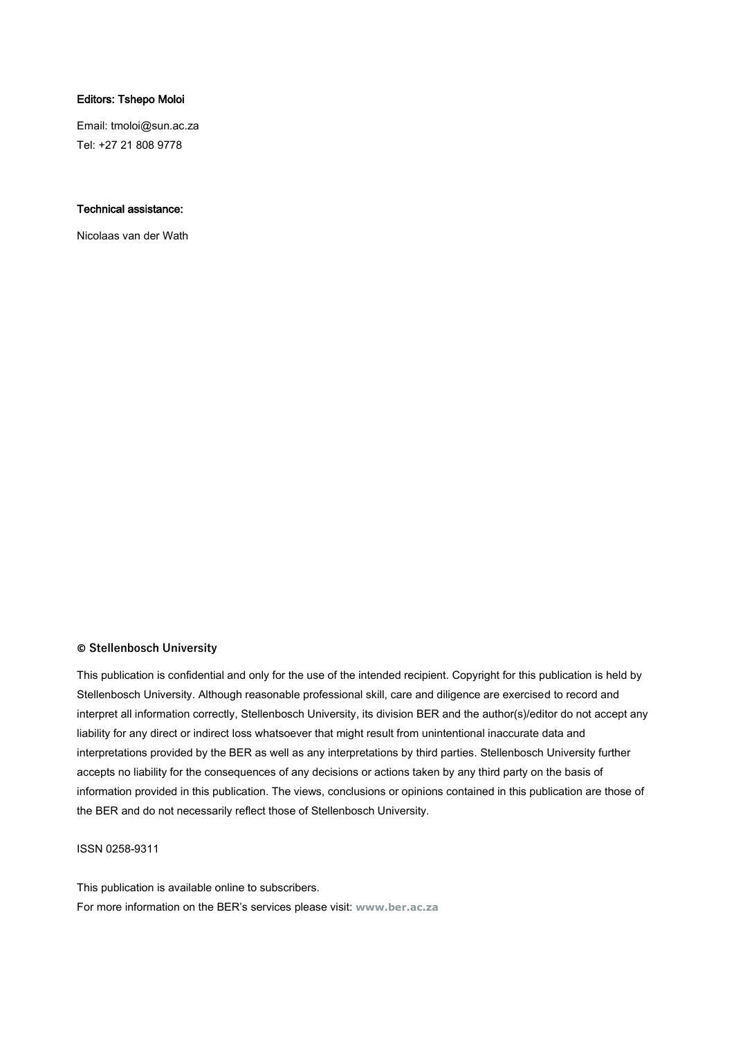**Editors: Tshepo Moloi**

Email: tmoloi@sun.ac.za

Tel: +27 21 808 9778

**Technical assistance:**

Nicolaas van der Wath

**© Stellenbosch University**

This publication is confidential and only for the use of the intended recipient. Copyright for this publication is held by Stellenbosch University. Although reasonable professional skill, care and diligence are exercised to record and interpret all information correctly, Stellenbosch University, its division BER and the author(s)/editor do not accept any liability for any direct or indirect loss whatsoever that might result from unintentional inaccurate data and interpretations provided by the BER as well as any interpretations by third parties. Stellenbosch University further accepts no liability for the consequences of any decisions or actions taken by any third party on the basis of information provided in this publication. The views, conclusions or opinions contained in this publication are those of the BER and do not necessarily reflect those of Stellenbosch University.

ISSN 0258-9311

This publication is available online to subscribers.

For more information on the BER's services please visit: **www.ber.ac.za**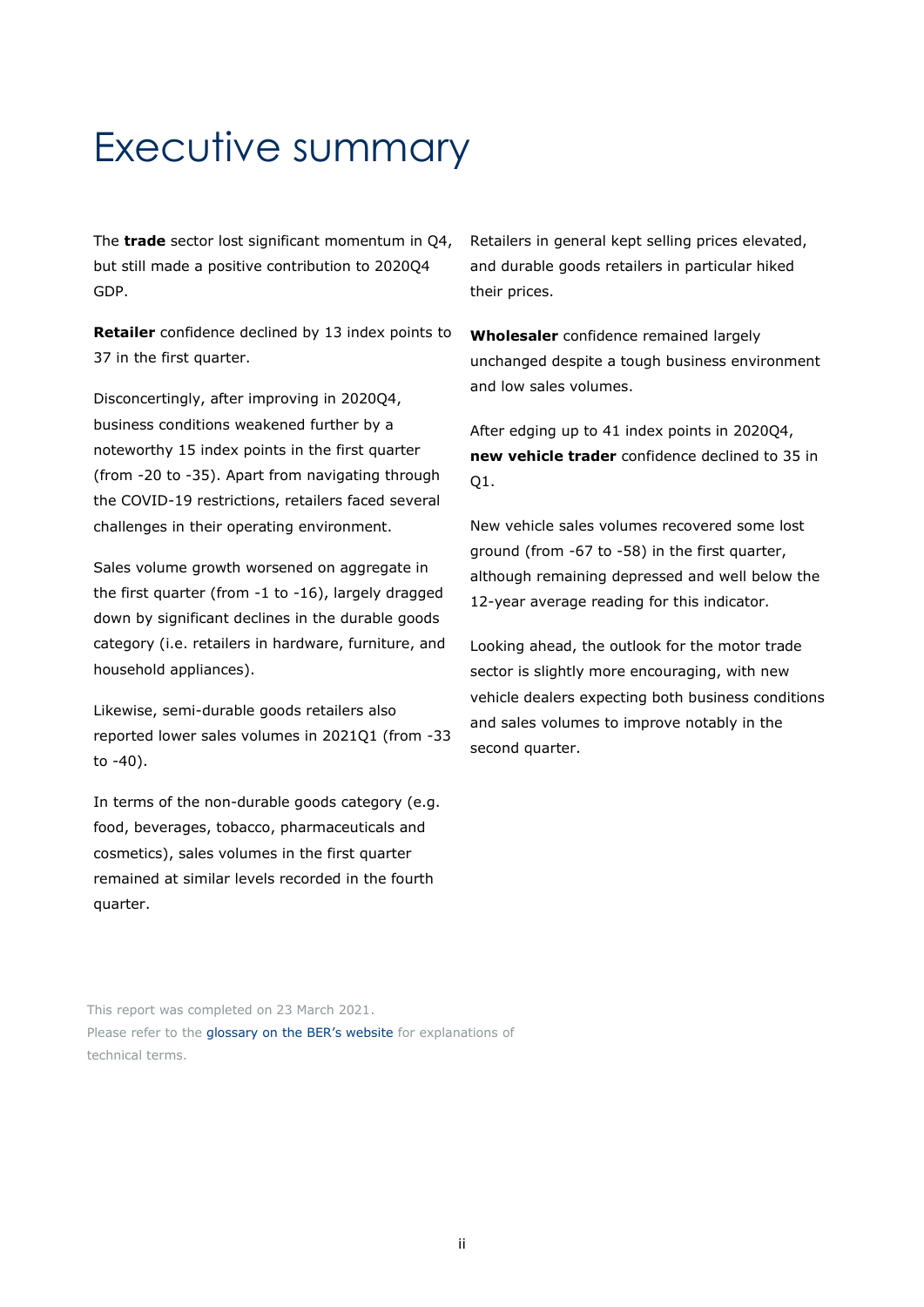# Executive summary

The **trade** sector lost significant momentum in Q4, but still made a positive contribution to 2020Q4 GDP.

**Retailer** confidence declined by 13 index points to 37 in the first quarter.

Disconcertingly, after improving in 2020Q4, business conditions weakened further by a noteworthy 15 index points in the first quarter (from -20 to -35). Apart from navigating through the COVID-19 restrictions, retailers faced several challenges in their operating environment.

Sales volume growth worsened on aggregate in the first quarter (from -1 to -16), largely dragged down by significant declines in the durable goods category (i.e. retailers in hardware, furniture, and household appliances).

Likewise, semi-durable goods retailers also reported lower sales volumes in 2021Q1 (from -33 to -40).

In terms of the non-durable goods category (e.g. food, beverages, tobacco, pharmaceuticals and cosmetics), sales volumes in the first quarter remained at similar levels recorded in the fourth quarter.

Retailers in general kept selling prices elevated, and durable goods retailers in particular hiked their prices.

**Wholesaler** confidence remained largely unchanged despite a tough business environment and low sales volumes.

After edging up to 41 index points in 2020Q4, **new vehicle trader** confidence declined to 35 in Q1.

New vehicle sales volumes recovered some lost ground (from -67 to -58) in the first quarter, although remaining depressed and well below the 12-year average reading for this indicator.

Looking ahead, the outlook for the motor trade sector is slightly more encouraging, with new vehicle dealers expecting both business conditions and sales volumes to improve notably in the second quarter.

This report was completed on 23 March 2021.
Please refer to the glossary on the BER's website for explanations of technical terms.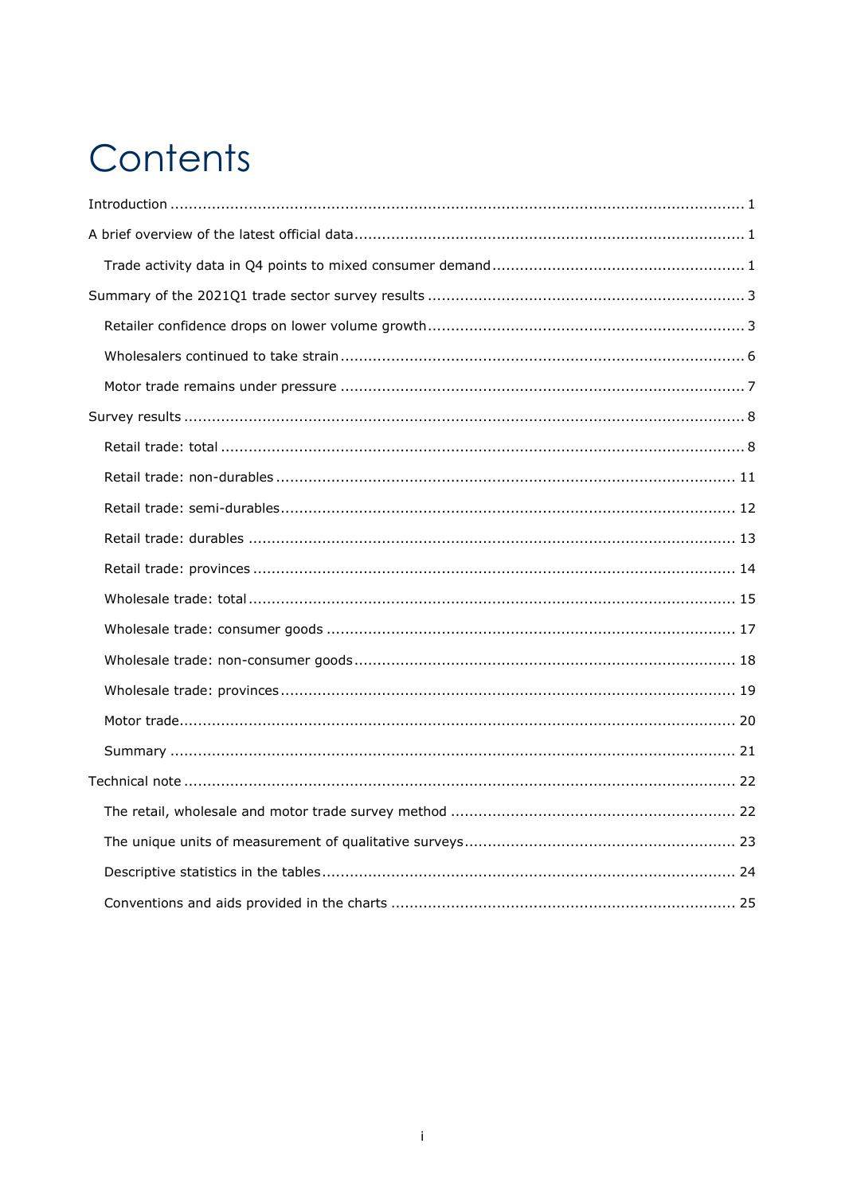# Contents

Introduction ........................................................................................................................ 1

A brief overview of the latest official data ................................................................................. 1

- Trade activity data in Q4 points to mixed consumer demand ................................................. 1

Summary of the 2021Q1 trade sector survey results ................................................................ 3

- Retailer confidence drops on lower volume growth ............................................................... 3
- Wholesalers continued to take strain ................................................................................... 6
- Motor trade remains under pressure ................................................................................... 7

Survey results ..................................................................................................................... 8

- Retail trade: total ............................................................................................................ 8
- Retail trade: non-durables ............................................................................................... 11
- Retail trade: semi-durables .............................................................................................. 12
- Retail trade: durables ..................................................................................................... 13
- Retail trade: provinces .................................................................................................... 14
- Wholesale trade: total ..................................................................................................... 15
- Wholesale trade: consumer goods .................................................................................... 17
- Wholesale trade: non-consumer goods .............................................................................. 18
- Wholesale trade: provinces .............................................................................................. 19
- Motor trade .................................................................................................................... 20
- Summary ....................................................................................................................... 21

Technical note .................................................................................................................... 22

- The retail, wholesale and motor trade survey method .......................................................... 22
- The unique units of measurement of qualitative surveys ....................................................... 23
- Descriptive statistics in the tables ..................................................................................... 24
- Conventions and aids provided in the charts ...................................................................... 25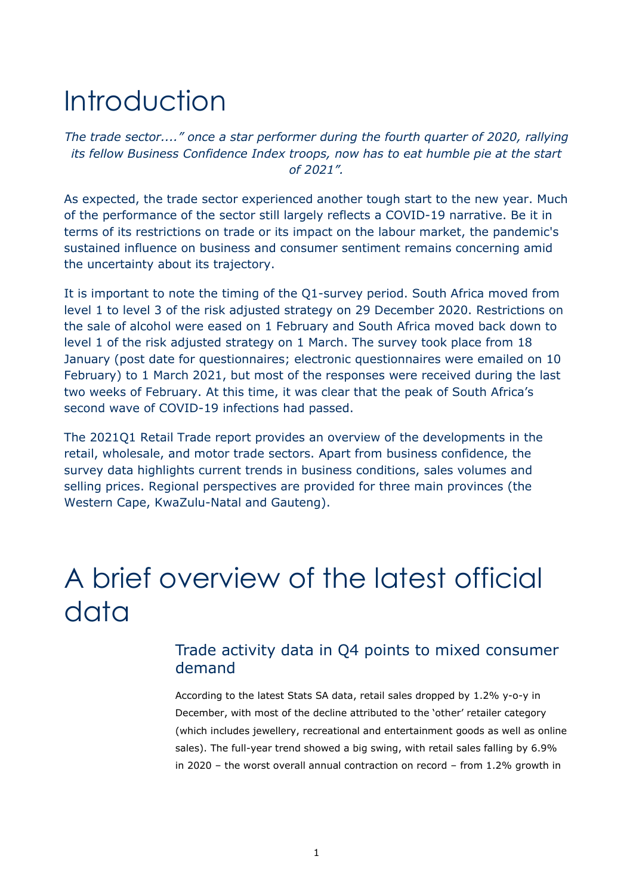# Introduction

*The trade sector...." once a star performer during the fourth quarter of 2020, rallying its fellow Business Confidence Index troops, now has to eat humble pie at the start of 2021".*

As expected, the trade sector experienced another tough start to the new year. Much of the performance of the sector still largely reflects a COVID-19 narrative. Be it in terms of its restrictions on trade or its impact on the labour market, the pandemic's sustained influence on business and consumer sentiment remains concerning amid the uncertainty about its trajectory.

It is important to note the timing of the Q1-survey period. South Africa moved from level 1 to level 3 of the risk adjusted strategy on 29 December 2020. Restrictions on the sale of alcohol were eased on 1 February and South Africa moved back down to level 1 of the risk adjusted strategy on 1 March. The survey took place from 18 January (post date for questionnaires; electronic questionnaires were emailed on 10 February) to 1 March 2021, but most of the responses were received during the last two weeks of February. At this time, it was clear that the peak of South Africa's second wave of COVID-19 infections had passed.

The 2021Q1 Retail Trade report provides an overview of the developments in the retail, wholesale, and motor trade sectors. Apart from business confidence, the survey data highlights current trends in business conditions, sales volumes and selling prices. Regional perspectives are provided for three main provinces (the Western Cape, KwaZulu-Natal and Gauteng).

# A brief overview of the latest official data

## Trade activity data in Q4 points to mixed consumer demand

According to the latest Stats SA data, retail sales dropped by 1.2% y-o-y in December, with most of the decline attributed to the 'other' retailer category (which includes jewellery, recreational and entertainment goods as well as online sales). The full-year trend showed a big swing, with retail sales falling by 6.9% in 2020 – the worst overall annual contraction on record – from 1.2% growth in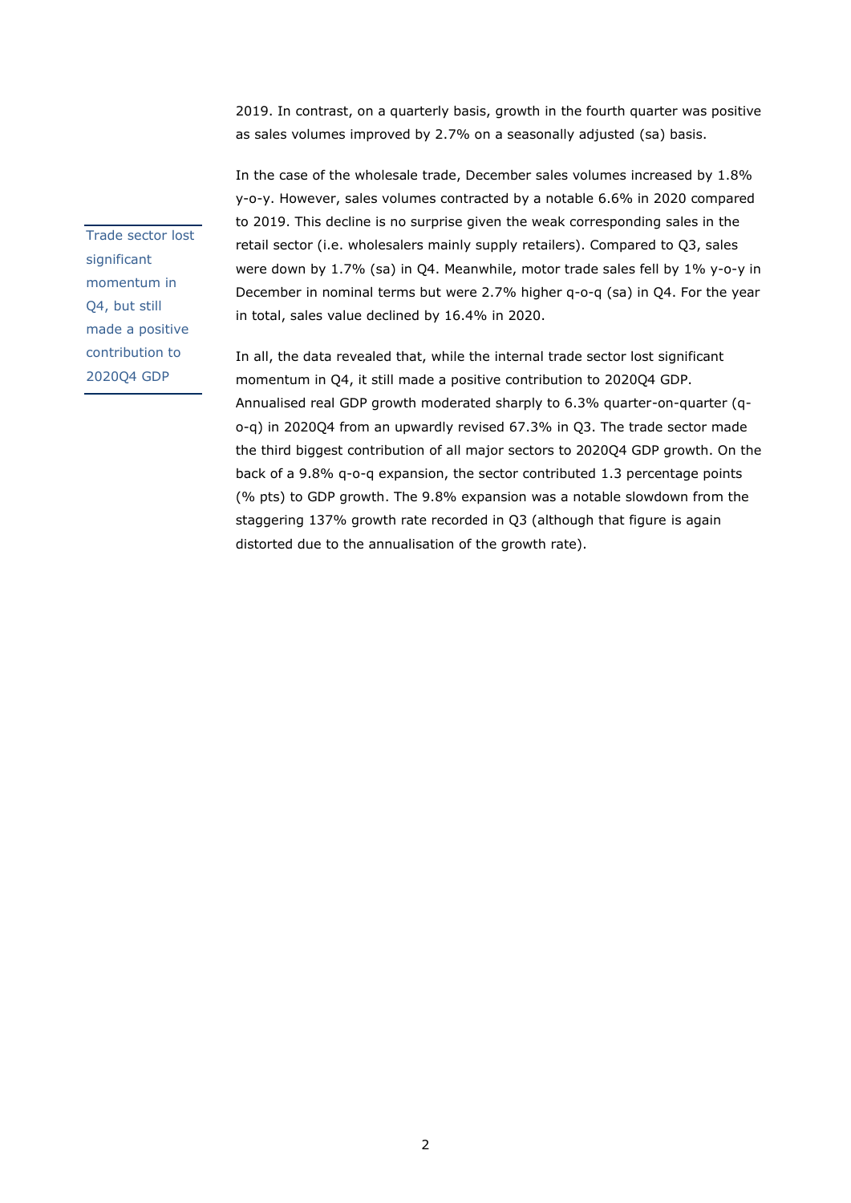2019. In contrast, on a quarterly basis, growth in the fourth quarter was positive as sales volumes improved by 2.7% on a seasonally adjusted (sa) basis.

In the case of the wholesale trade, December sales volumes increased by 1.8% y-o-y. However, sales volumes contracted by a notable 6.6% in 2020 compared to 2019. This decline is no surprise given the weak corresponding sales in the retail sector (i.e. wholesalers mainly supply retailers). Compared to Q3, sales were down by 1.7% (sa) in Q4. Meanwhile, motor trade sales fell by 1% y-o-y in December in nominal terms but were 2.7% higher q-o-q (sa) in Q4. For the year in total, sales value declined by 16.4% in 2020.

*Trade sector lost significant momentum in Q4, but still made a positive contribution to 2020Q4 GDP*

In all, the data revealed that, while the internal trade sector lost significant momentum in Q4, it still made a positive contribution to 2020Q4 GDP. Annualised real GDP growth moderated sharply to 6.3% quarter-on-quarter (q-o-q) in 2020Q4 from an upwardly revised 67.3% in Q3. The trade sector made the third biggest contribution of all major sectors to 2020Q4 GDP growth. On the back of a 9.8% q-o-q expansion, the sector contributed 1.3 percentage points (% pts) to GDP growth. The 9.8% expansion was a notable slowdown from the staggering 137% growth rate recorded in Q3 (although that figure is again distorted due to the annualisation of the growth rate).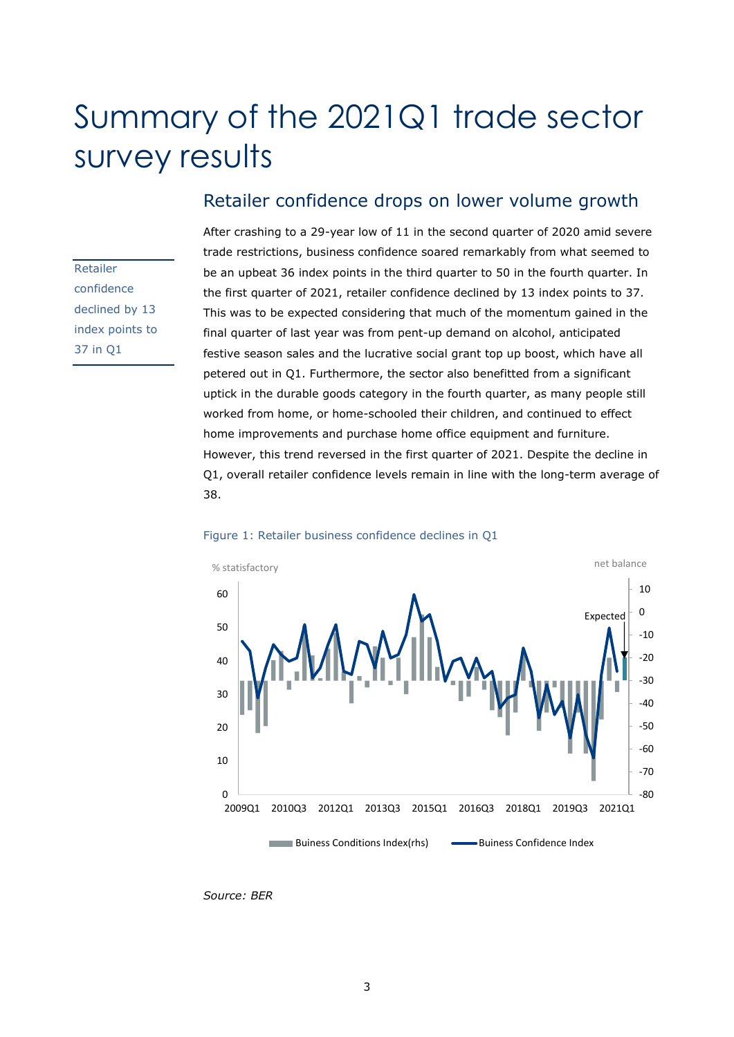# Summary of the 2021Q1 trade sector survey results

## Retailer confidence drops on lower volume growth

Retailer confidence declined by 13 index points to 37 in Q1

After crashing to a 29-year low of 11 in the second quarter of 2020 amid severe trade restrictions, business confidence soared remarkably from what seemed to be an upbeat 36 index points in the third quarter to 50 in the fourth quarter. In the first quarter of 2021, retailer confidence declined by 13 index points to 37. This was to be expected considering that much of the momentum gained in the final quarter of last year was from pent-up demand on alcohol, anticipated festive season sales and the lucrative social grant top up boost, which have all petered out in Q1. Furthermore, the sector also benefitted from a significant uptick in the durable goods category in the fourth quarter, as many people still worked from home, or home-schooled their children, and continued to effect home improvements and purchase home office equipment and furniture. However, this trend reversed in the first quarter of 2021. Despite the decline in Q1, overall retailer confidence levels remain in line with the long-term average of 38.

Figure 1: Retailer business confidence declines in Q1

Source: BER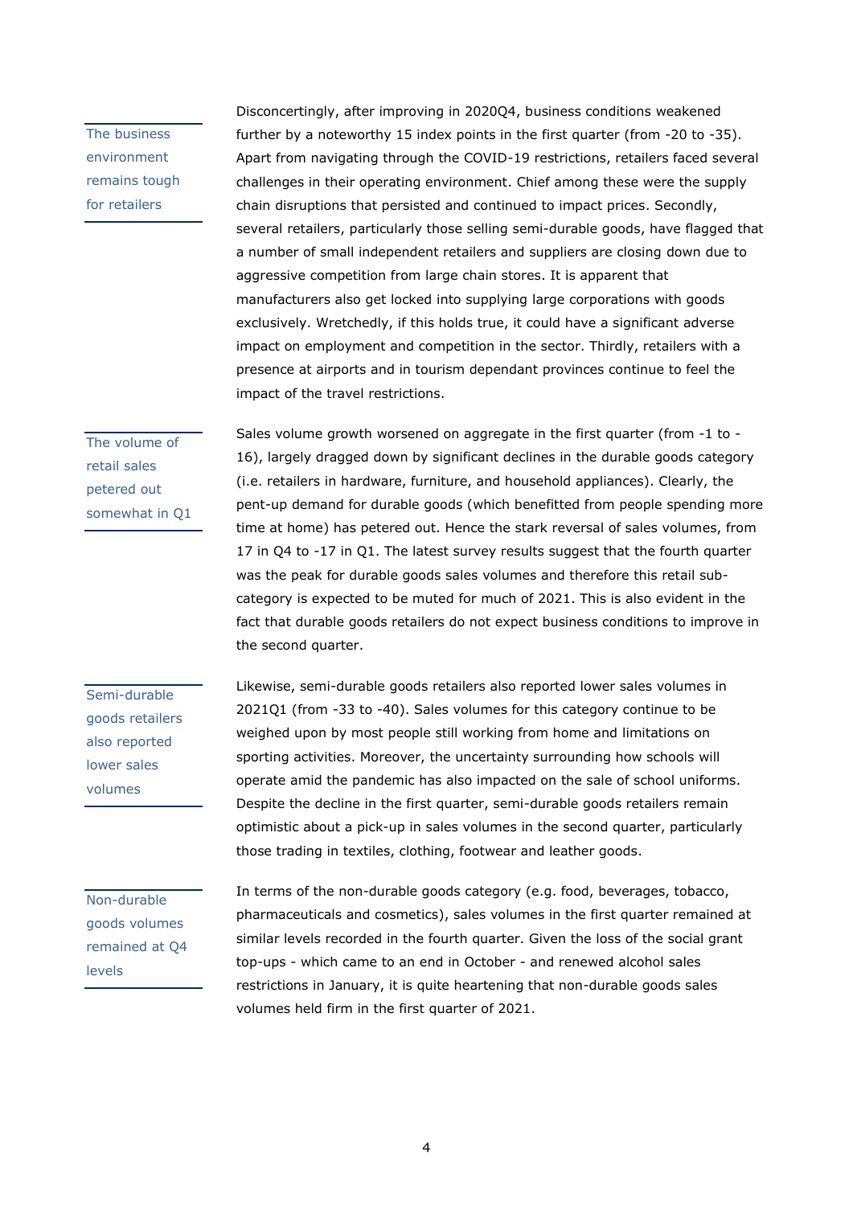**The business environment remains tough for retailers**

Disconcertingly, after improving in 2020Q4, business conditions weakened further by a noteworthy 15 index points in the first quarter (from -20 to -35). Apart from navigating through the COVID-19 restrictions, retailers faced several challenges in their operating environment. Chief among these were the supply chain disruptions that persisted and continued to impact prices. Secondly, several retailers, particularly those selling semi-durable goods, have flagged that a number of small independent retailers and suppliers are closing down due to aggressive competition from large chain stores. It is apparent that manufacturers also get locked into supplying large corporations with goods exclusively. Wretchedly, if this holds true, it could have a significant adverse impact on employment and competition in the sector. Thirdly, retailers with a presence at airports and in tourism dependant provinces continue to feel the impact of the travel restrictions.

**The volume of retail sales petered out somewhat in Q1**

Sales volume growth worsened on aggregate in the first quarter (from -1 to -16), largely dragged down by significant declines in the durable goods category (i.e. retailers in hardware, furniture, and household appliances). Clearly, the pent-up demand for durable goods (which benefitted from people spending more time at home) has petered out. Hence the stark reversal of sales volumes, from 17 in Q4 to -17 in Q1. The latest survey results suggest that the fourth quarter was the peak for durable goods sales volumes and therefore this retail sub-category is expected to be muted for much of 2021. This is also evident in the fact that durable goods retailers do not expect business conditions to improve in the second quarter.

**Semi-durable goods retailers also reported lower sales volumes**

Likewise, semi-durable goods retailers also reported lower sales volumes in 2021Q1 (from -33 to -40). Sales volumes for this category continue to be weighed upon by most people still working from home and limitations on sporting activities. Moreover, the uncertainty surrounding how schools will operate amid the pandemic has also impacted on the sale of school uniforms. Despite the decline in the first quarter, semi-durable goods retailers remain optimistic about a pick-up in sales volumes in the second quarter, particularly those trading in textiles, clothing, footwear and leather goods.

**Non-durable goods volumes remained at Q4 levels**

In terms of the non-durable goods category (e.g. food, beverages, tobacco, pharmaceuticals and cosmetics), sales volumes in the first quarter remained at similar levels recorded in the fourth quarter. Given the loss of the social grant top-ups - which came to an end in October - and renewed alcohol sales restrictions in January, it is quite heartening that non-durable goods sales volumes held firm in the first quarter of 2021.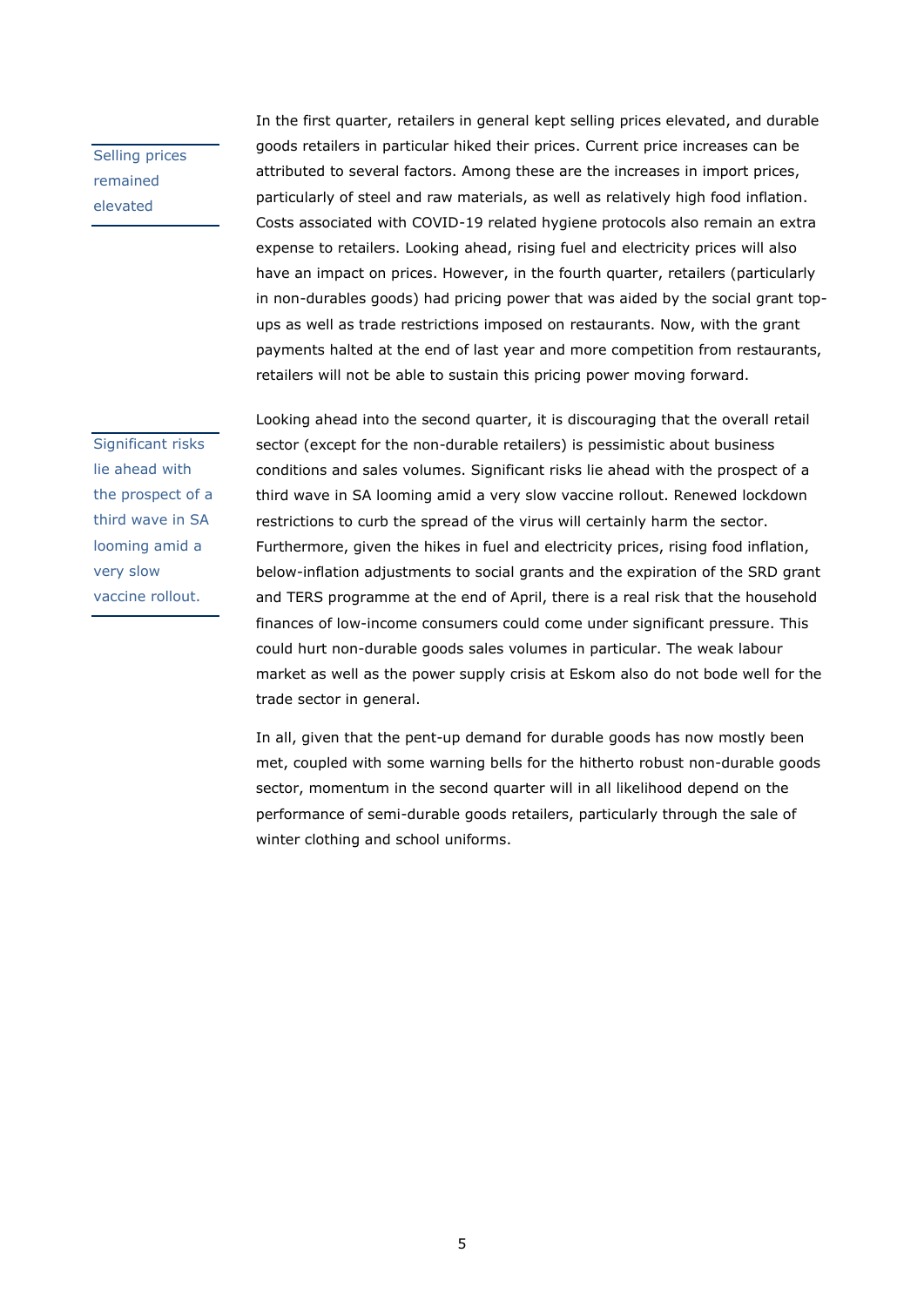Selling prices remained elevated

In the first quarter, retailers in general kept selling prices elevated, and durable goods retailers in particular hiked their prices. Current price increases can be attributed to several factors. Among these are the increases in import prices, particularly of steel and raw materials, as well as relatively high food inflation. Costs associated with COVID-19 related hygiene protocols also remain an extra expense to retailers. Looking ahead, rising fuel and electricity prices will also have an impact on prices. However, in the fourth quarter, retailers (particularly in non-durables goods) had pricing power that was aided by the social grant top-ups as well as trade restrictions imposed on restaurants. Now, with the grant payments halted at the end of last year and more competition from restaurants, retailers will not be able to sustain this pricing power moving forward.

Significant risks lie ahead with the prospect of a third wave in SA looming amid a very slow vaccine rollout.

Looking ahead into the second quarter, it is discouraging that the overall retail sector (except for the non-durable retailers) is pessimistic about business conditions and sales volumes. Significant risks lie ahead with the prospect of a third wave in SA looming amid a very slow vaccine rollout. Renewed lockdown restrictions to curb the spread of the virus will certainly harm the sector. Furthermore, given the hikes in fuel and electricity prices, rising food inflation, below-inflation adjustments to social grants and the expiration of the SRD grant and TERS programme at the end of April, there is a real risk that the household finances of low-income consumers could come under significant pressure. This could hurt non-durable goods sales volumes in particular. The weak labour market as well as the power supply crisis at Eskom also do not bode well for the trade sector in general.

In all, given that the pent-up demand for durable goods has now mostly been met, coupled with some warning bells for the hitherto robust non-durable goods sector, momentum in the second quarter will in all likelihood depend on the performance of semi-durable goods retailers, particularly through the sale of winter clothing and school uniforms.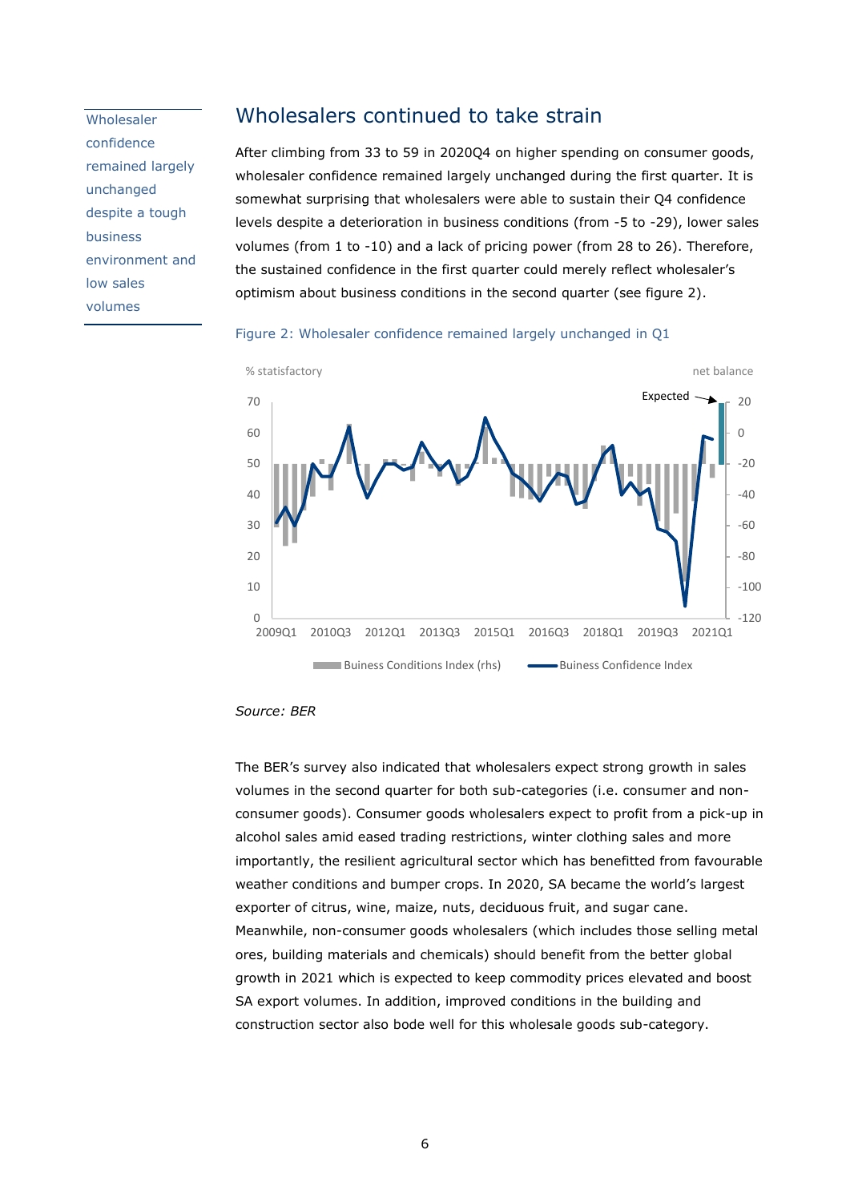Wholesaler confidence remained largely unchanged despite a tough business environment and low sales volumes

## Wholesalers continued to take strain

After climbing from 33 to 59 in 2020Q4 on higher spending on consumer goods, wholesaler confidence remained largely unchanged during the first quarter. It is somewhat surprising that wholesalers were able to sustain their Q4 confidence levels despite a deterioration in business conditions (from -5 to -29), lower sales volumes (from 1 to -10) and a lack of pricing power (from 28 to 26). Therefore, the sustained confidence in the first quarter could merely reflect wholesaler's optimism about business conditions in the second quarter (see figure 2).

Figure 2: Wholesaler confidence remained largely unchanged in Q1

*Source: BER*

The BER's survey also indicated that wholesalers expect strong growth in sales volumes in the second quarter for both sub-categories (i.e. consumer and non-consumer goods). Consumer goods wholesalers expect to profit from a pick-up in alcohol sales amid eased trading restrictions, winter clothing sales and more importantly, the resilient agricultural sector which has benefitted from favourable weather conditions and bumper crops. In 2020, SA became the world's largest exporter of citrus, wine, maize, nuts, deciduous fruit, and sugar cane. Meanwhile, non-consumer goods wholesalers (which includes those selling metal ores, building materials and chemicals) should benefit from the better global growth in 2021 which is expected to keep commodity prices elevated and boost SA export volumes. In addition, improved conditions in the building and construction sector also bode well for this wholesale goods sub-category.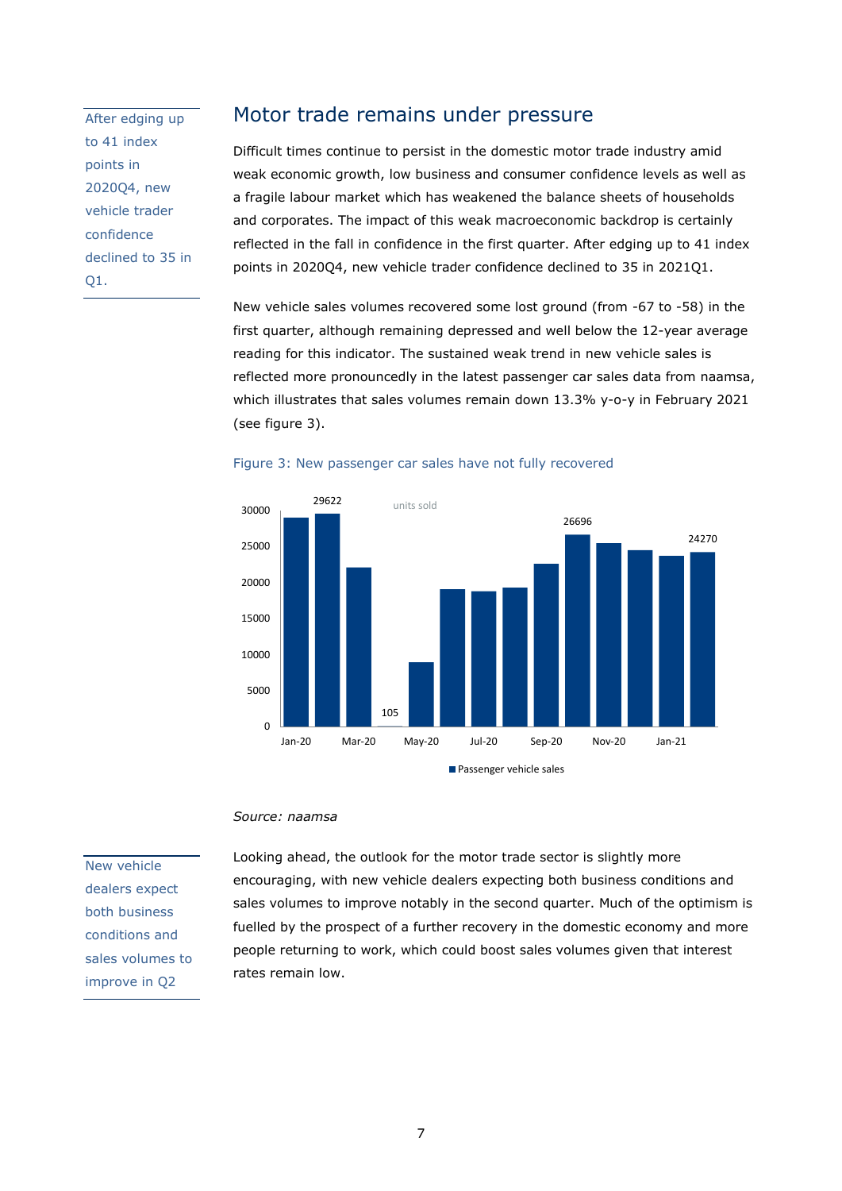After edging up to 41 index points in 2020Q4, new vehicle trader confidence declined to 35 in Q1.

## Motor trade remains under pressure

Difficult times continue to persist in the domestic motor trade industry amid weak economic growth, low business and consumer confidence levels as well as a fragile labour market which has weakened the balance sheets of households and corporates. The impact of this weak macroeconomic backdrop is certainly reflected in the fall in confidence in the first quarter. After edging up to 41 index points in 2020Q4, new vehicle trader confidence declined to 35 in 2021Q1.

New vehicle sales volumes recovered some lost ground (from -67 to -58) in the first quarter, although remaining depressed and well below the 12-year average reading for this indicator. The sustained weak trend in new vehicle sales is reflected more pronouncedly in the latest passenger car sales data from naamsa, which illustrates that sales volumes remain down 13.3% y-o-y in February 2021 (see figure 3).

Figure 3: New passenger car sales have not fully recovered

*Source: naamsa*

New vehicle dealers expect both business conditions and sales volumes to improve in Q2

Looking ahead, the outlook for the motor trade sector is slightly more encouraging, with new vehicle dealers expecting both business conditions and sales volumes to improve notably in the second quarter. Much of the optimism is fuelled by the prospect of a further recovery in the domestic economy and more people returning to work, which could boost sales volumes given that interest rates remain low.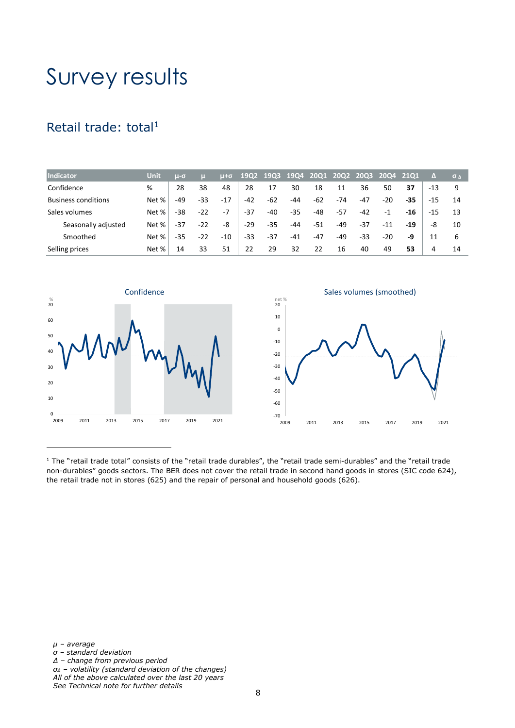# Survey results

## Retail trade: total[1]

| Indicator | Unit | μ-σ | μ | μ+σ | 19Q2 | 19Q3 | 19Q4 | 20Q1 | 20Q2 | 20Q3 | 20Q4 | 21Q1 | Δ | $σ_Δ$ |
|---|---|---|---|---|---|---|---|---|---|---|---|---|---|---|
| Confidence | % | 28 | 38 | 48 | 28 | 17 | 30 | 18 | 11 | 36 | 50 | **37** | -13 | 9 |
| Business conditions | Net % | -49 | -33 | -17 | -42 | -62 | -44 | -62 | -74 | -47 | -20 | **-35** | -15 | 14 |
| Sales volumes | Net % | -38 | -22 | -7 | -37 | -40 | -35 | -48 | -57 | -42 | -1 | **-16** | -15 | 13 |
| Seasonally adjusted | Net % | -37 | -22 | -8 | -29 | -35 | -44 | -51 | -49 | -37 | -11 | **-19** | -8 | 10 |
| Smoothed | Net % | -35 | -22 | -10 | -33 | -37 | -41 | -47 | -49 | -33 | -20 | **-9** | 11 | 6 |
| Selling prices | Net % | 14 | 33 | 51 | 22 | 29 | 32 | 22 | 16 | 40 | 49 | **53** | 4 | 14 |

Confidence

Sales volumes (smoothed)

[1] The "retail trade total" consists of the "retail trade durables", the "retail trade semi-durables" and the "retail trade non-durables" goods sectors. The BER does not cover the retail trade in second hand goods in stores (SIC code 624), the retail trade not in stores (625) and the repair of personal and household goods (626).

*μ – average*
*σ – standard deviation*
*Δ – change from previous period*
*$σ_Δ$ – volatility (standard deviation of the changes)*
*All of the above calculated over the last 20 years*
*See Technical note for further details*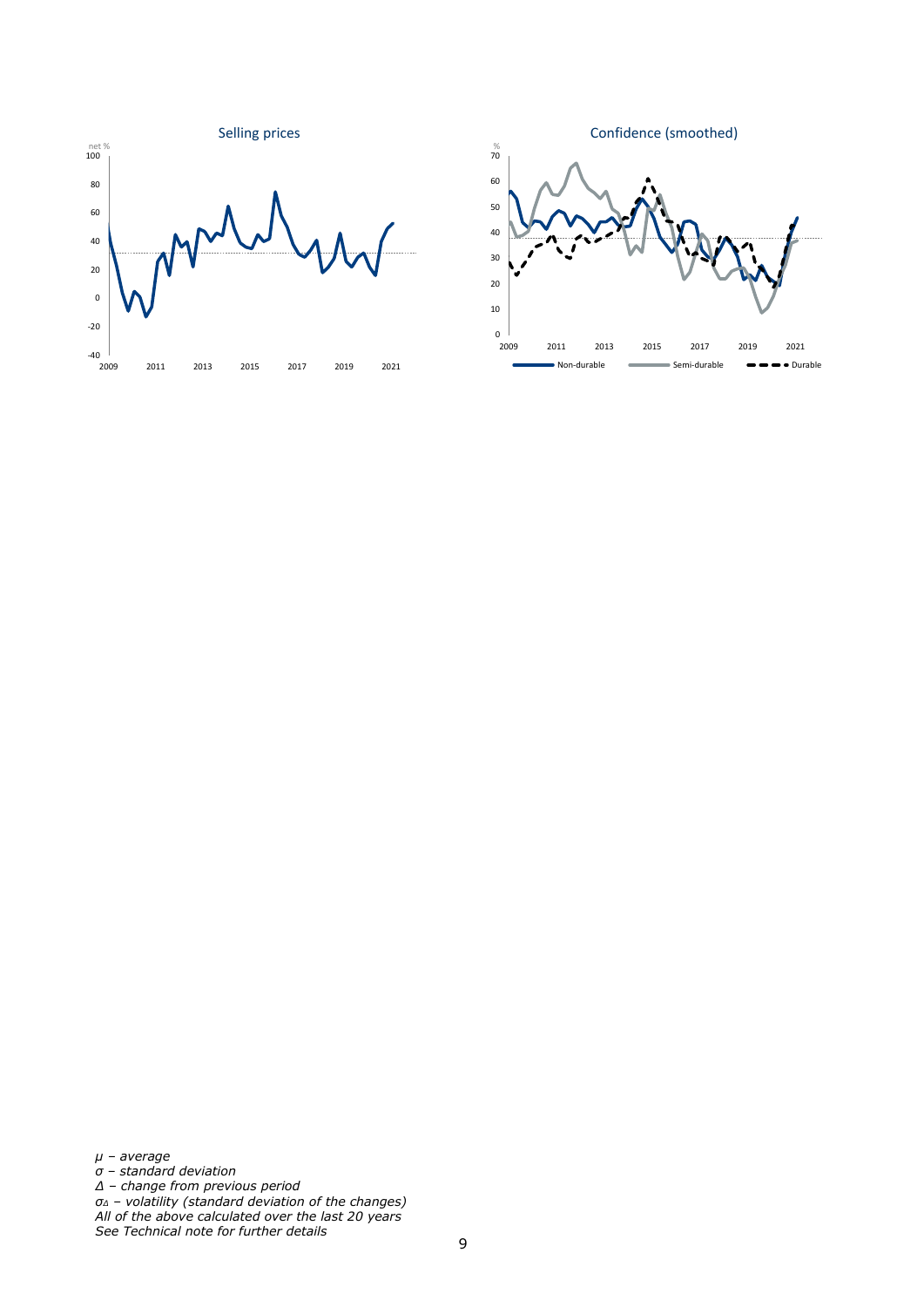Selling prices

Confidence (smoothed)

*μ – average*
*σ – standard deviation*
*Δ – change from previous period*
*$σ_Δ$ – volatility (standard deviation of the changes)*
*All of the above calculated over the last 20 years*
*See Technical note for further details*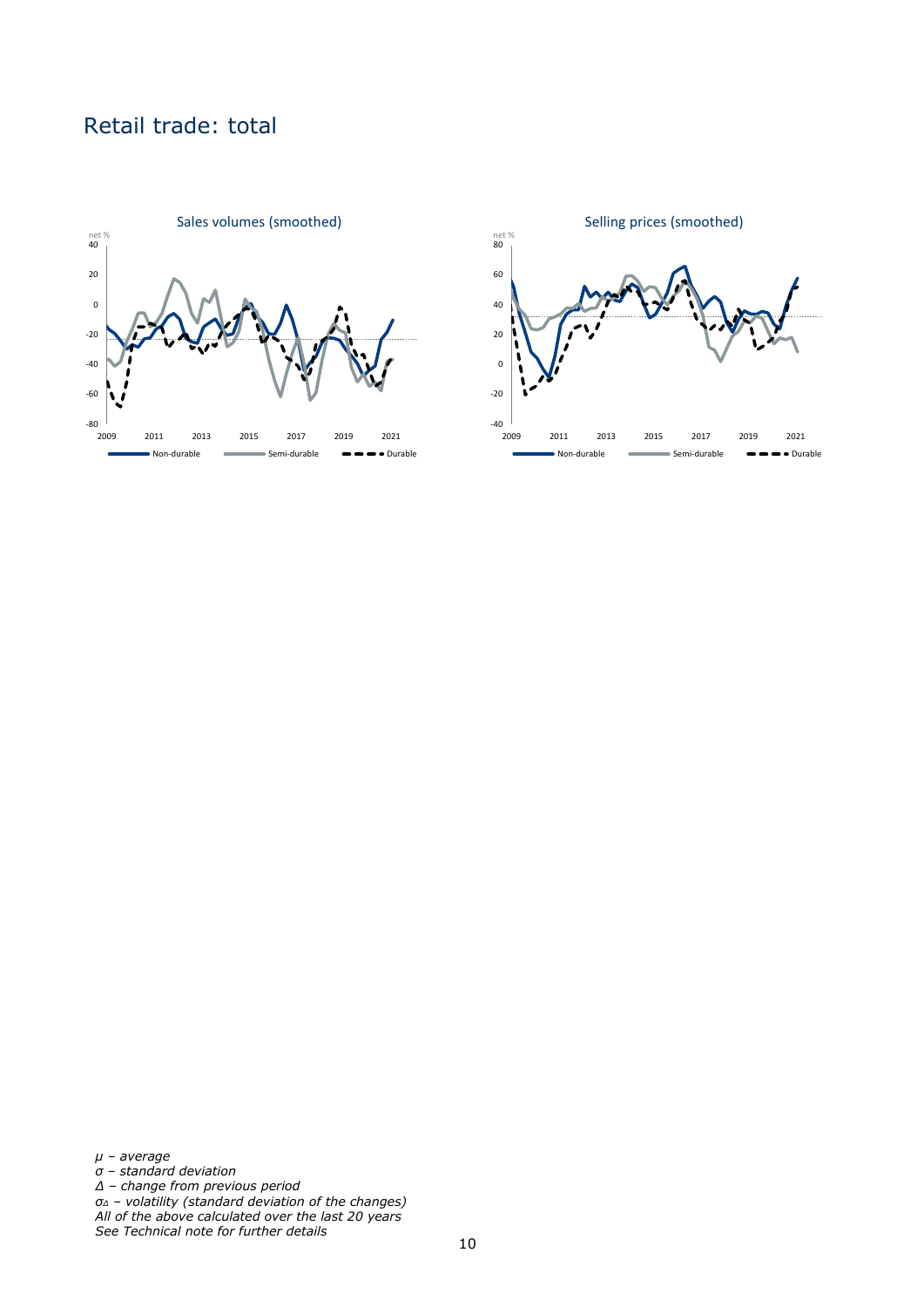# Retail trade: total

Sales volumes (smoothed)

net %

Non-durable | Semi-durable | Durable

Selling prices (smoothed)

net %

Non-durable | Semi-durable | Durable

*μ – average*
*σ – standard deviation*
*Δ – change from previous period*
*$σ_Δ$ – volatility (standard deviation of the changes)*
*All of the above calculated over the last 20 years*
*See Technical note for further details*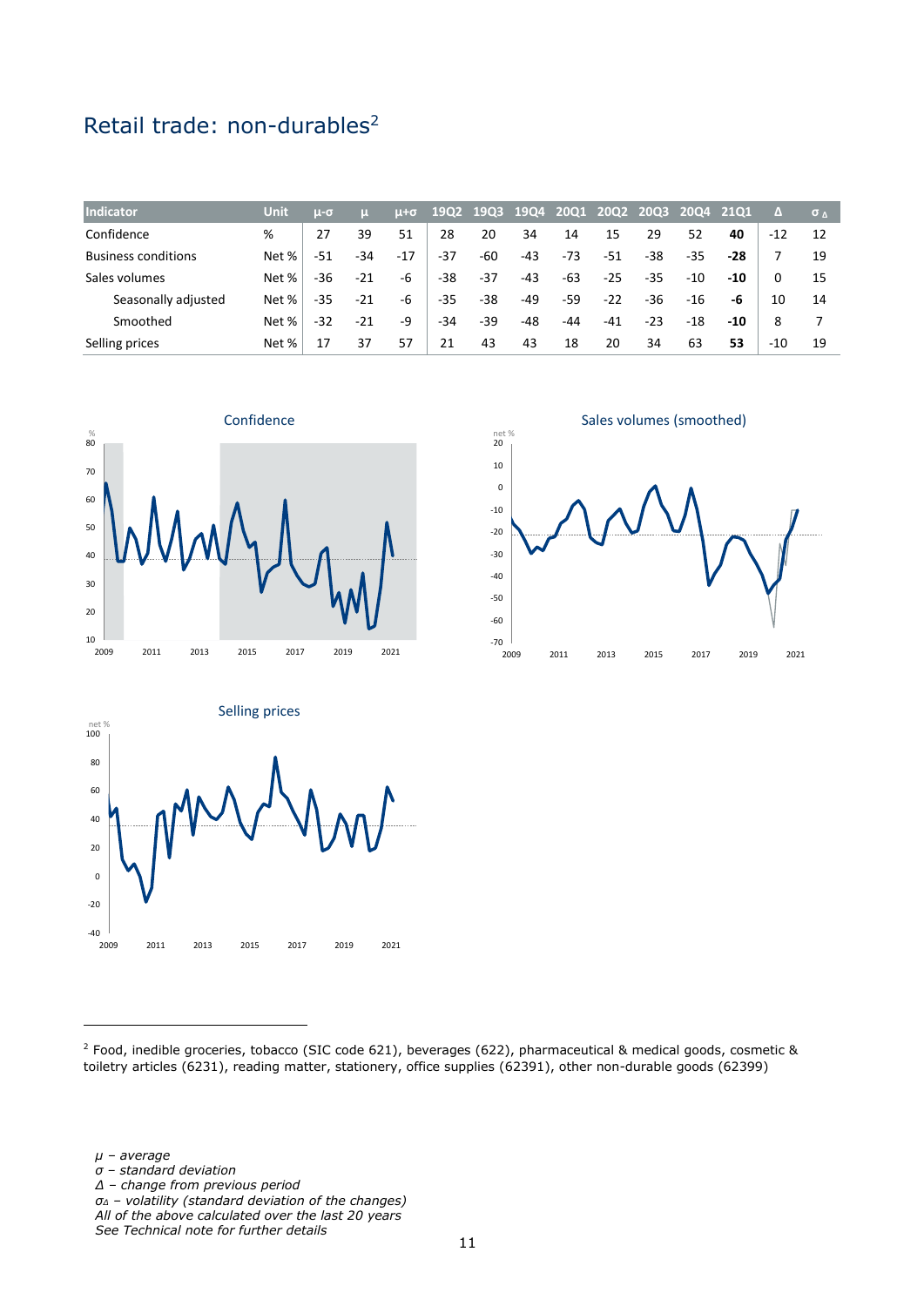## Retail trade: non-durables[2]

| Indicator | Unit | μ-σ | μ | μ+σ | 19Q2 | 19Q3 | 19Q4 | 20Q1 | 20Q2 | 20Q3 | 20Q4 | 21Q1 | Δ | $σ_Δ$ |
|---|---|---|---|---|---|---|---|---|---|---|---|---|---|---|
| Confidence | % | 27 | 39 | 51 | 28 | 20 | 34 | 14 | 15 | 29 | 52 | **40** | -12 | 12 |
| Business conditions | Net % | -51 | -34 | -17 | -37 | -60 | -43 | -73 | -51 | -38 | -35 | **-28** | 7 | 19 |
| Sales volumes | Net % | -36 | -21 | -6 | -38 | -37 | -43 | -63 | -25 | -35 | -10 | **-10** | 0 | 15 |
| Seasonally adjusted | Net % | -35 | -21 | -6 | -35 | -38 | -49 | -59 | -22 | -36 | -16 | **-6** | 10 | 14 |
| Smoothed | Net % | -32 | -21 | -9 | -34 | -39 | -48 | -44 | -41 | -23 | -18 | **-10** | 8 | 7 |
| Selling prices | Net % | 17 | 37 | 57 | 21 | 43 | 43 | 18 | 20 | 34 | 63 | **53** | -10 | 19 |

Confidence

Sales volumes (smoothed)

Selling prices

[2] Food, inedible groceries, tobacco (SIC code 621), beverages (622), pharmaceutical & medical goods, cosmetic & toiletry articles (6231), reading matter, stationery, office supplies (62391), other non-durable goods (62399)

*μ – average*
*σ – standard deviation*
*Δ – change from previous period*
*$σ_Δ$ – volatility (standard deviation of the changes)*
*All of the above calculated over the last 20 years*
*See Technical note for further details*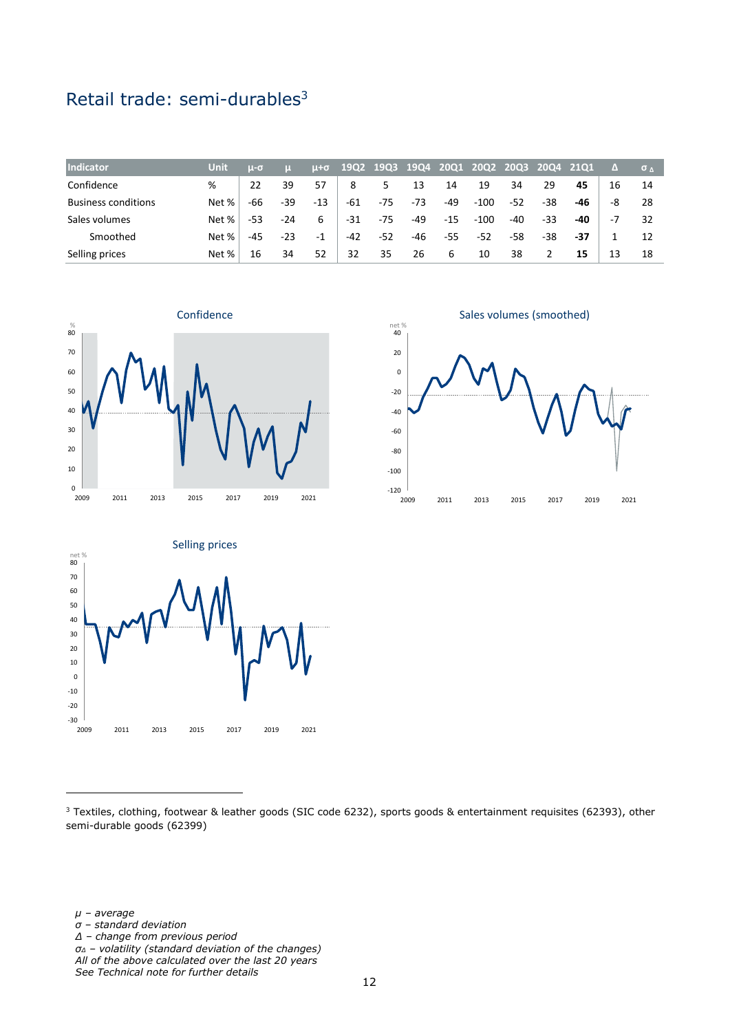# Retail trade: semi-durables[3]

| Indicator | Unit | μ-σ | μ | μ+σ | 19Q2 | 19Q3 | 19Q4 | 20Q1 | 20Q2 | 20Q3 | 20Q4 | 21Q1 | Δ | σ Δ |
|---|---|---|---|---|---|---|---|---|---|---|---|---|---|---|
| Confidence | % | 22 | 39 | 57 | 8 | 5 | 13 | 14 | 19 | 34 | 29 | **45** | 16 | 14 |
| Business conditions | Net % | -66 | -39 | -13 | -61 | -75 | -73 | -49 | -100 | -52 | -38 | **-46** | -8 | 28 |
| Sales volumes | Net % | -53 | -24 | 6 | -31 | -75 | -49 | -15 | -100 | -40 | -33 | **-40** | -7 | 32 |
| Smoothed | Net % | -45 | -23 | -1 | -42 | -52 | -46 | -55 | -52 | -58 | -38 | **-37** | 1 | 12 |
| Selling prices | Net % | 16 | 34 | 52 | 32 | 35 | 26 | 6 | 10 | 38 | 2 | **15** | 13 | 18 |

Confidence

Sales volumes (smoothed)

Selling prices

---

[3] Textiles, clothing, footwear & leather goods (SIC code 6232), sports goods & entertainment requisites (62393), other semi-durable goods (62399)

*μ – average*
*σ – standard deviation*
*Δ – change from previous period*
*σΔ – volatility (standard deviation of the changes)*
*All of the above calculated over the last 20 years*
*See Technical note for further details*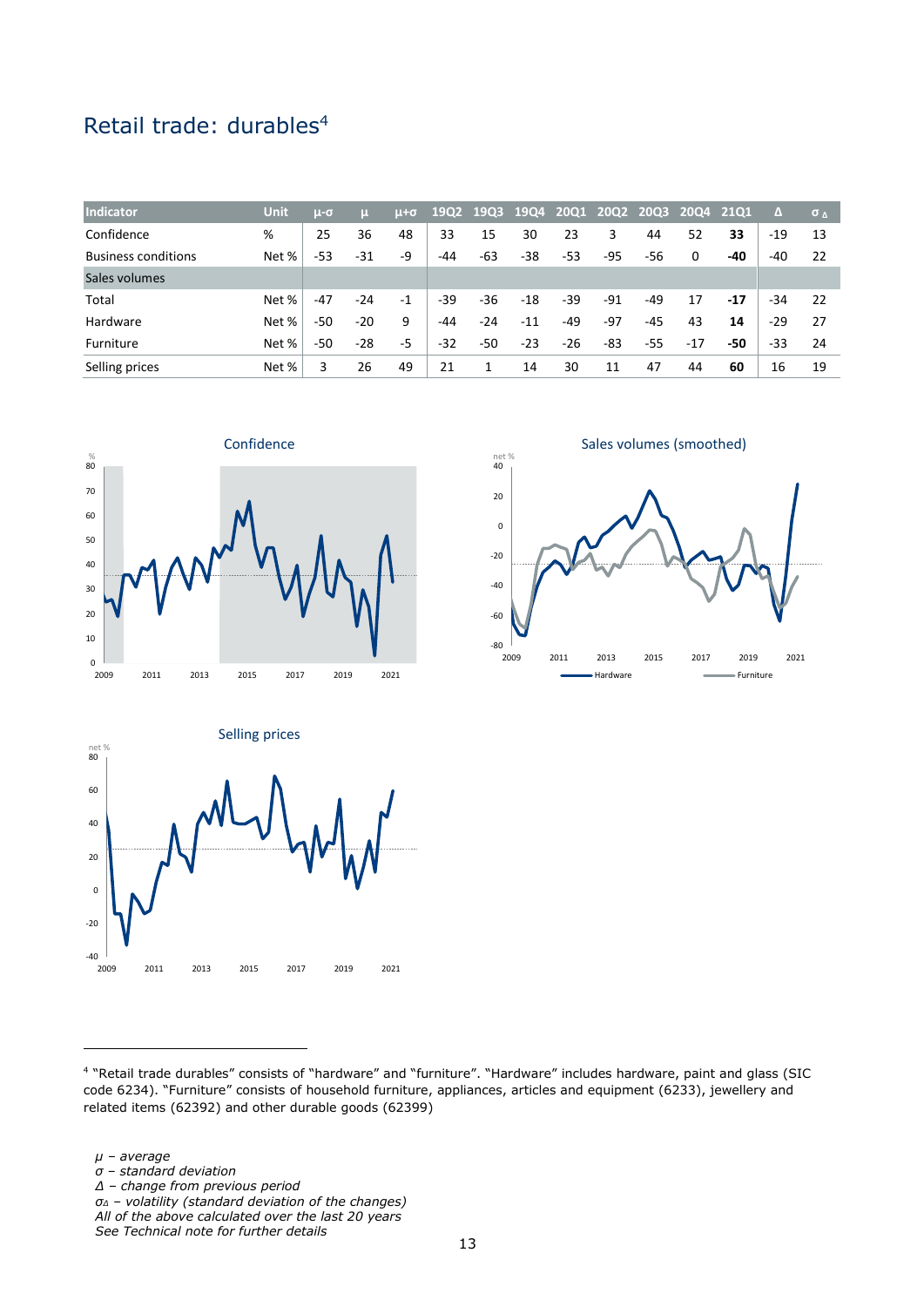# Retail trade: durables[4]

| Indicator | Unit | μ-σ | μ | μ+σ | 19Q2 | 19Q3 | 19Q4 | 20Q1 | 20Q2 | 20Q3 | 20Q4 | 21Q1 | Δ | σ_Δ |
|---|---|---|---|---|---|---|---|---|---|---|---|---|---|---|
| Confidence | % | 25 | 36 | 48 | 33 | 15 | 30 | 23 | 3 | 44 | 52 | **33** | -19 | 13 |
| Business conditions | Net % | -53 | -31 | -9 | -44 | -63 | -38 | -53 | -95 | -56 | 0 | **-40** | -40 | 22 |
| Sales volumes | | | | | | | | | | | | | | |
| Total | Net % | -47 | -24 | -1 | -39 | -36 | -18 | -39 | -91 | -49 | 17 | **-17** | -34 | 22 |
| Hardware | Net % | -50 | -20 | 9 | -44 | -24 | -11 | -49 | -97 | -45 | 43 | **14** | -29 | 27 |
| Furniture | Net % | -50 | -28 | -5 | -32 | -50 | -23 | -26 | -83 | -55 | -17 | **-50** | -33 | 24 |
| Selling prices | Net % | 3 | 26 | 49 | 21 | 1 | 14 | 30 | 11 | 47 | 44 | **60** | 16 | 19 |

Confidence

Sales volumes (smoothed)

Selling prices

[4] "Retail trade durables" consists of "hardware" and "furniture". "Hardware" includes hardware, paint and glass (SIC code 6234). "Furniture" consists of household furniture, appliances, articles and equipment (6233), jewellery and related items (62392) and other durable goods (62399)

*μ – average*
*σ – standard deviation*
*Δ – change from previous period*
*σ_Δ – volatility (standard deviation of the changes)*
*All of the above calculated over the last 20 years*
*See Technical note for further details*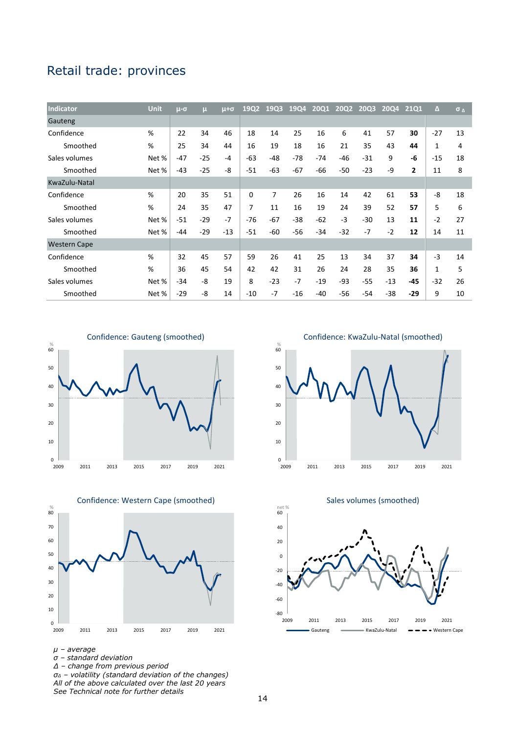## Retail trade: provinces

| Indicator | Unit | μ-σ | μ | μ+σ | 19Q2 | 19Q3 | 19Q4 | 20Q1 | 20Q2 | 20Q3 | 20Q4 | 21Q1 | Δ | $\sigma_\Delta$ |
|---|---|---|---|---|---|---|---|---|---|---|---|---|---|---|
| Gauteng | | | | | | | | | | | | | | |
| Confidence | % | 22 | 34 | 46 | 18 | 14 | 25 | 16 | 6 | 41 | 57 | **30** | -27 | 13 |
| Smoothed | % | 25 | 34 | 44 | 16 | 19 | 18 | 16 | 21 | 35 | 43 | **44** | 1 | 4 |
| Sales volumes | Net % | -47 | -25 | -4 | -63 | -48 | -78 | -74 | -46 | -31 | 9 | **-6** | -15 | 18 |
| Smoothed | Net % | -43 | -25 | -8 | -51 | -63 | -67 | -66 | -50 | -23 | -9 | **2** | 11 | 8 |
| KwaZulu-Natal | | | | | | | | | | | | | | |
| Confidence | % | 20 | 35 | 51 | 0 | 7 | 26 | 16 | 14 | 42 | 61 | **53** | -8 | 18 |
| Smoothed | % | 24 | 35 | 47 | 7 | 11 | 16 | 19 | 24 | 39 | 52 | **57** | 5 | 6 |
| Sales volumes | Net % | -51 | -29 | -7 | -76 | -67 | -38 | -62 | -3 | -30 | 13 | **11** | -2 | 27 |
| Smoothed | Net % | -44 | -29 | -13 | -51 | -60 | -56 | -34 | -32 | -7 | -2 | **12** | 14 | 11 |
| Western Cape | | | | | | | | | | | | | | |
| Confidence | % | 32 | 45 | 57 | 59 | 26 | 41 | 25 | 13 | 34 | 37 | **34** | -3 | 14 |
| Smoothed | % | 36 | 45 | 54 | 42 | 42 | 31 | 26 | 24 | 28 | 35 | **36** | 1 | 5 |
| Sales volumes | Net % | -34 | -8 | 19 | 8 | -23 | -7 | -19 | -93 | -55 | -13 | **-45** | -32 | 26 |
| Smoothed | Net % | -29 | -8 | 14 | -10 | -7 | -16 | -40 | -56 | -54 | -38 | **-29** | 9 | 10 |

Confidence: Gauteng (smoothed)

Confidence: KwaZulu-Natal (smoothed)

Confidence: Western Cape (smoothed)

Sales volumes (smoothed)

*μ – average*
*σ – standard deviation*
*Δ – change from previous period*
*$\sigma_\Delta$ – volatility (standard deviation of the changes)*
*All of the above calculated over the last 20 years*
*See Technical note for further details*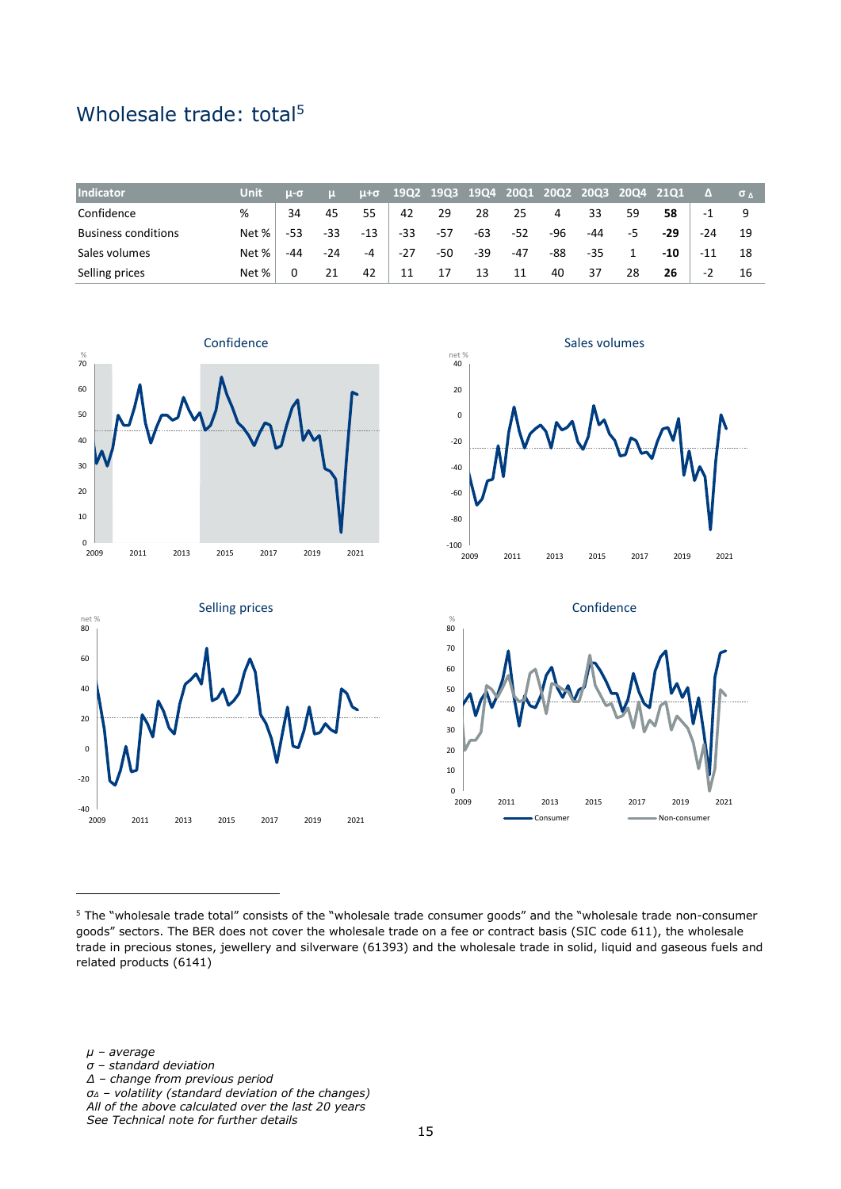# Wholesale trade: total[5]

| Indicator | Unit | μ-σ | μ | μ+σ | 19Q2 | 19Q3 | 19Q4 | 20Q1 | 20Q2 | 20Q3 | 20Q4 | 21Q1 | Δ | σ Δ |
|---|---|---|---|---|---|---|---|---|---|---|---|---|---|---|
| Confidence | % | 34 | 45 | 55 | 42 | 29 | 28 | 25 | 4 | 33 | 59 | **58** | -1 | 9 |
| Business conditions | Net % | -53 | -33 | -13 | -33 | -57 | -63 | -52 | -96 | -44 | -5 | **-29** | -24 | 19 |
| Sales volumes | Net % | -44 | -24 | -4 | -27 | -50 | -39 | -47 | -88 | -35 | 1 | **-10** | -11 | 18 |
| Selling prices | Net % | 0 | 21 | 42 | 11 | 17 | 13 | 11 | 40 | 37 | 28 | **26** | -2 | 16 |

Confidence

Sales volumes

Selling prices

Confidence

Consumer — Non-consumer

[5] The "wholesale trade total" consists of the "wholesale trade consumer goods" and the "wholesale trade non-consumer goods" sectors. The BER does not cover the wholesale trade on a fee or contract basis (SIC code 611), the wholesale trade in precious stones, jewellery and silverware (61393) and the wholesale trade in solid, liquid and gaseous fuels and related products (6141)

*μ – average*
*σ – standard deviation*
*Δ – change from previous period*
*$σ_Δ$ – volatility (standard deviation of the changes)*
*All of the above calculated over the last 20 years*
*See Technical note for further details*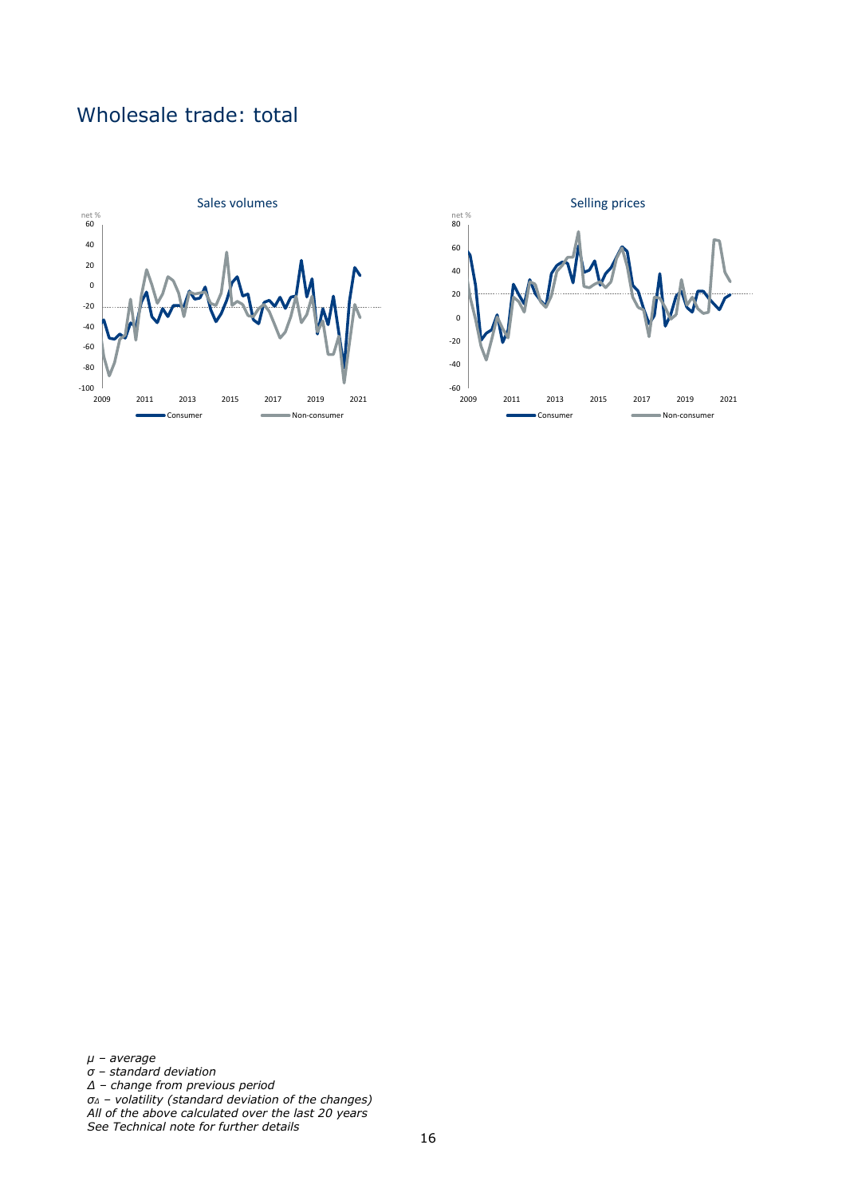# Wholesale trade: total

Sales volumes

net %

Consumer — Non-consumer

Selling prices

net %

Consumer — Non-consumer

*μ – average*
*σ – standard deviation*
*Δ – change from previous period*
*σΔ – volatility (standard deviation of the changes)*
*All of the above calculated over the last 20 years*
*See Technical note for further details*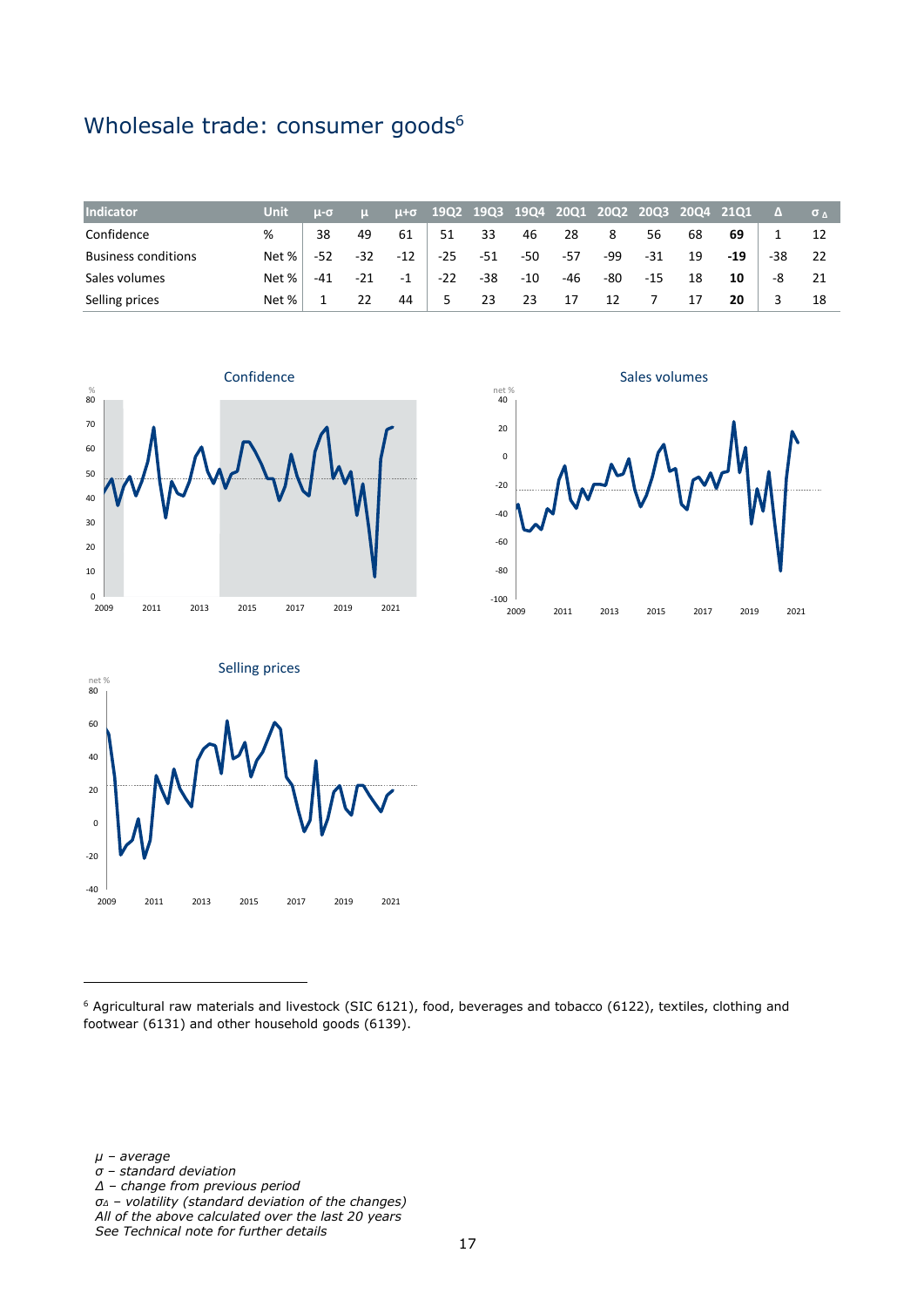# Wholesale trade: consumer goods[6]

| Indicator | Unit | μ-σ | μ | μ+σ | 19Q2 | 19Q3 | 19Q4 | 20Q1 | 20Q2 | 20Q3 | 20Q4 | 21Q1 | Δ | σ Δ |
|---|---|---|---|---|---|---|---|---|---|---|---|---|---|---|
| Confidence | % | 38 | 49 | 61 | 51 | 33 | 46 | 28 | 8 | 56 | 68 | **69** | 1 | 12 |
| Business conditions | Net % | -52 | -32 | -12 | -25 | -51 | -50 | -57 | -99 | -31 | 19 | **-19** | -38 | 22 |
| Sales volumes | Net % | -41 | -21 | -1 | -22 | -38 | -10 | -46 | -80 | -15 | 18 | **10** | -8 | 21 |
| Selling prices | Net % | 1 | 22 | 44 | 5 | 23 | 23 | 17 | 12 | 7 | 17 | **20** | 3 | 18 |

Confidence

Sales volumes

Selling prices

[6] Agricultural raw materials and livestock (SIC 6121), food, beverages and tobacco (6122), textiles, clothing and footwear (6131) and other household goods (6139).

*μ – average*
*σ – standard deviation*
*Δ – change from previous period*
*σΔ – volatility (standard deviation of the changes)*
*All of the above calculated over the last 20 years*
*See Technical note for further details*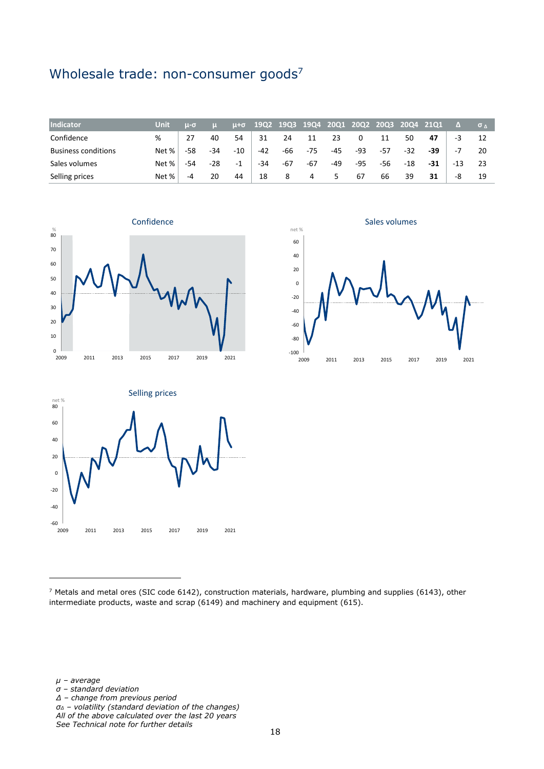## Wholesale trade: non-consumer goods[7]

| Indicator | Unit | μ-σ | μ | μ+σ | 19Q2 | 19Q3 | 19Q4 | 20Q1 | 20Q2 | 20Q3 | 20Q4 | 21Q1 | Δ | $σ_Δ$ |
|---|---|---|---|---|---|---|---|---|---|---|---|---|---|---|
| Confidence | % | 27 | 40 | 54 | 31 | 24 | 11 | 23 | 0 | 11 | 50 | **47** | -3 | 12 |
| Business conditions | Net % | -58 | -34 | -10 | -42 | -66 | -75 | -45 | -93 | -57 | -32 | **-39** | -7 | 20 |
| Sales volumes | Net % | -54 | -28 | -1 | -34 | -67 | -67 | -49 | -95 | -56 | -18 | **-31** | -13 | 23 |
| Selling prices | Net % | -4 | 20 | 44 | 18 | 8 | 4 | 5 | 67 | 66 | 39 | **31** | -8 | 19 |

Confidence

Sales volumes

Selling prices

[7] Metals and metal ores (SIC code 6142), construction materials, hardware, plumbing and supplies (6143), other intermediate products, waste and scrap (6149) and machinery and equipment (615).

*μ – average*
*σ – standard deviation*
*Δ – change from previous period*
*$σ_Δ$ – volatility (standard deviation of the changes)*
*All of the above calculated over the last 20 years*
*See Technical note for further details*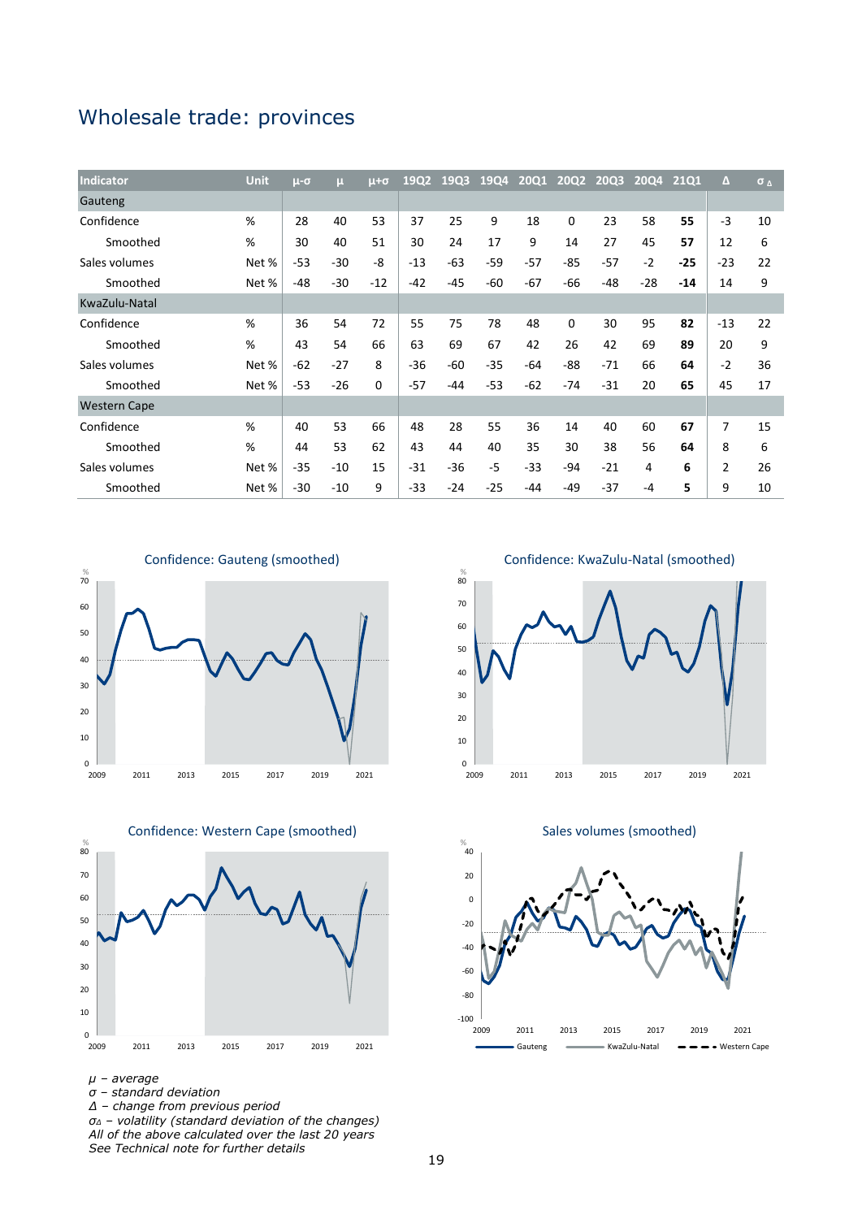# Wholesale trade: provinces

| Indicator | Unit | μ-σ | μ | μ+σ | 19Q2 | 19Q3 | 19Q4 | 20Q1 | 20Q2 | 20Q3 | 20Q4 | 21Q1 | Δ | $σ_Δ$ |
|---|---|---|---|---|---|---|---|---|---|---|---|---|---|---|
| Gauteng | | | | | | | | | | | | | | |
| Confidence | % | 28 | 40 | 53 | 37 | 25 | 9 | 18 | 0 | 23 | 58 | **55** | -3 | 10 |
| Smoothed | % | 30 | 40 | 51 | 30 | 24 | 17 | 9 | 14 | 27 | 45 | **57** | 12 | 6 |
| Sales volumes | Net % | -53 | -30 | -8 | -13 | -63 | -59 | -57 | -85 | -57 | -2 | **-25** | -23 | 22 |
| Smoothed | Net % | -48 | -30 | -12 | -42 | -45 | -60 | -67 | -66 | -48 | -28 | **-14** | 14 | 9 |
| KwaZulu-Natal | | | | | | | | | | | | | | |
| Confidence | % | 36 | 54 | 72 | 55 | 75 | 78 | 48 | 0 | 30 | 95 | **82** | -13 | 22 |
| Smoothed | % | 43 | 54 | 66 | 63 | 69 | 67 | 42 | 26 | 42 | 69 | **89** | 20 | 9 |
| Sales volumes | Net % | -62 | -27 | 8 | -36 | -60 | -35 | -64 | -88 | -71 | 66 | **64** | -2 | 36 |
| Smoothed | Net % | -53 | -26 | 0 | -57 | -44 | -53 | -62 | -74 | -31 | 20 | **65** | 45 | 17 |
| Western Cape | | | | | | | | | | | | | | |
| Confidence | % | 40 | 53 | 66 | 48 | 28 | 55 | 36 | 14 | 40 | 60 | **67** | 7 | 15 |
| Smoothed | % | 44 | 53 | 62 | 43 | 44 | 40 | 35 | 30 | 38 | 56 | **64** | 8 | 6 |
| Sales volumes | Net % | -35 | -10 | 15 | -31 | -36 | -5 | -33 | -94 | -21 | 4 | **6** | 2 | 26 |
| Smoothed | Net % | -30 | -10 | 9 | -33 | -24 | -25 | -44 | -49 | -37 | -4 | **5** | 9 | 10 |

Confidence: Gauteng (smoothed)

Confidence: KwaZulu-Natal (smoothed)

Confidence: Western Cape (smoothed)

Sales volumes (smoothed)

*μ – average*
*σ – standard deviation*
*Δ – change from previous period*
*$σ_Δ$ – volatility (standard deviation of the changes)*
*All of the above calculated over the last 20 years*
*See Technical note for further details*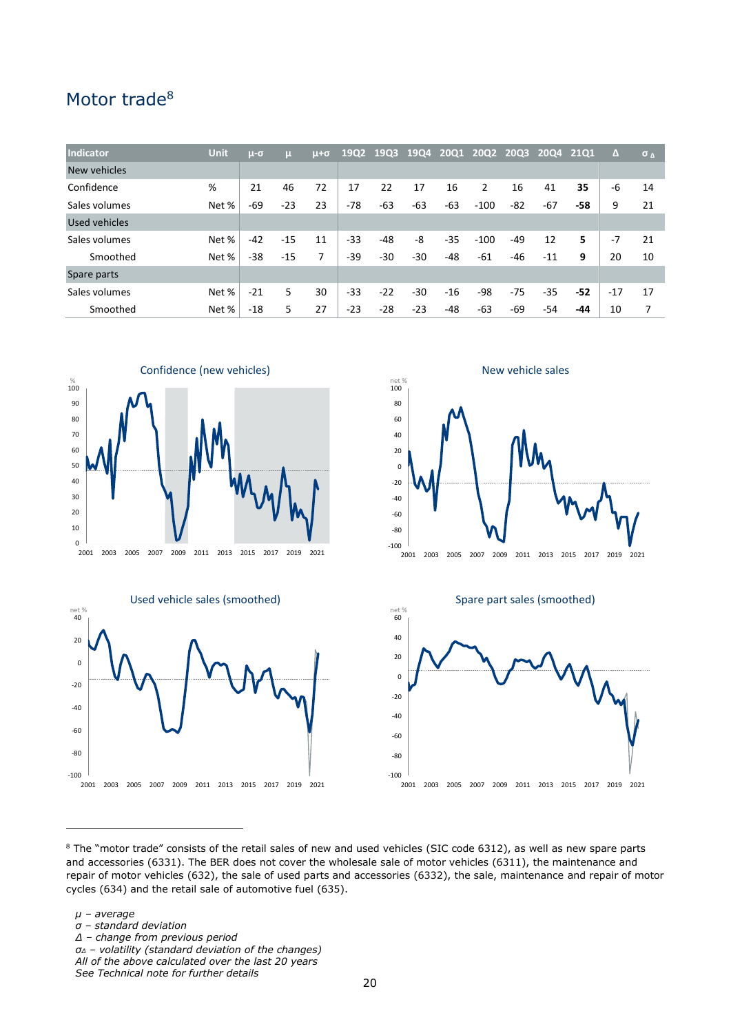## Motor trade[8]

| Indicator | Unit | μ-σ | μ | μ+σ | 19Q2 | 19Q3 | 19Q4 | 20Q1 | 20Q2 | 20Q3 | 20Q4 | 21Q1 | Δ | σ_Δ |
|---|---|---|---|---|---|---|---|---|---|---|---|---|---|---|
| New vehicles | | | | | | | | | | | | | | |
| Confidence | % | 21 | 46 | 72 | 17 | 22 | 17 | 16 | 2 | 16 | 41 | **35** | -6 | 14 |
| Sales volumes | Net % | -69 | -23 | 23 | -78 | -63 | -63 | -63 | -100 | -82 | -67 | **-58** | 9 | 21 |
| Used vehicles | | | | | | | | | | | | | | |
| Sales volumes | Net % | -42 | -15 | 11 | -33 | -48 | -8 | -35 | -100 | -49 | 12 | **5** | -7 | 21 |
| Smoothed | Net % | -38 | -15 | 7 | -39 | -30 | -30 | -48 | -61 | -46 | -11 | **9** | 20 | 10 |
| Spare parts | | | | | | | | | | | | | | |
| Sales volumes | Net % | -21 | 5 | 30 | -33 | -22 | -30 | -16 | -98 | -75 | -35 | **-52** | -17 | 17 |
| Smoothed | Net % | -18 | 5 | 27 | -23 | -28 | -23 | -48 | -63 | -69 | -54 | **-44** | 10 | 7 |

Confidence (new vehicles)

New vehicle sales

Used vehicle sales (smoothed)

Spare part sales (smoothed)

[8] The "motor trade" consists of the retail sales of new and used vehicles (SIC code 6312), as well as new spare parts and accessories (6331). The BER does not cover the wholesale sale of motor vehicles (6311), the maintenance and repair of motor vehicles (632), the sale of used parts and accessories (6332), the sale, maintenance and repair of motor cycles (634) and the retail sale of automotive fuel (635).

*μ – average*
*σ – standard deviation*
*Δ – change from previous period*
*σ_Δ – volatility (standard deviation of the changes)*
*All of the above calculated over the last 20 years*
*See Technical note for further details*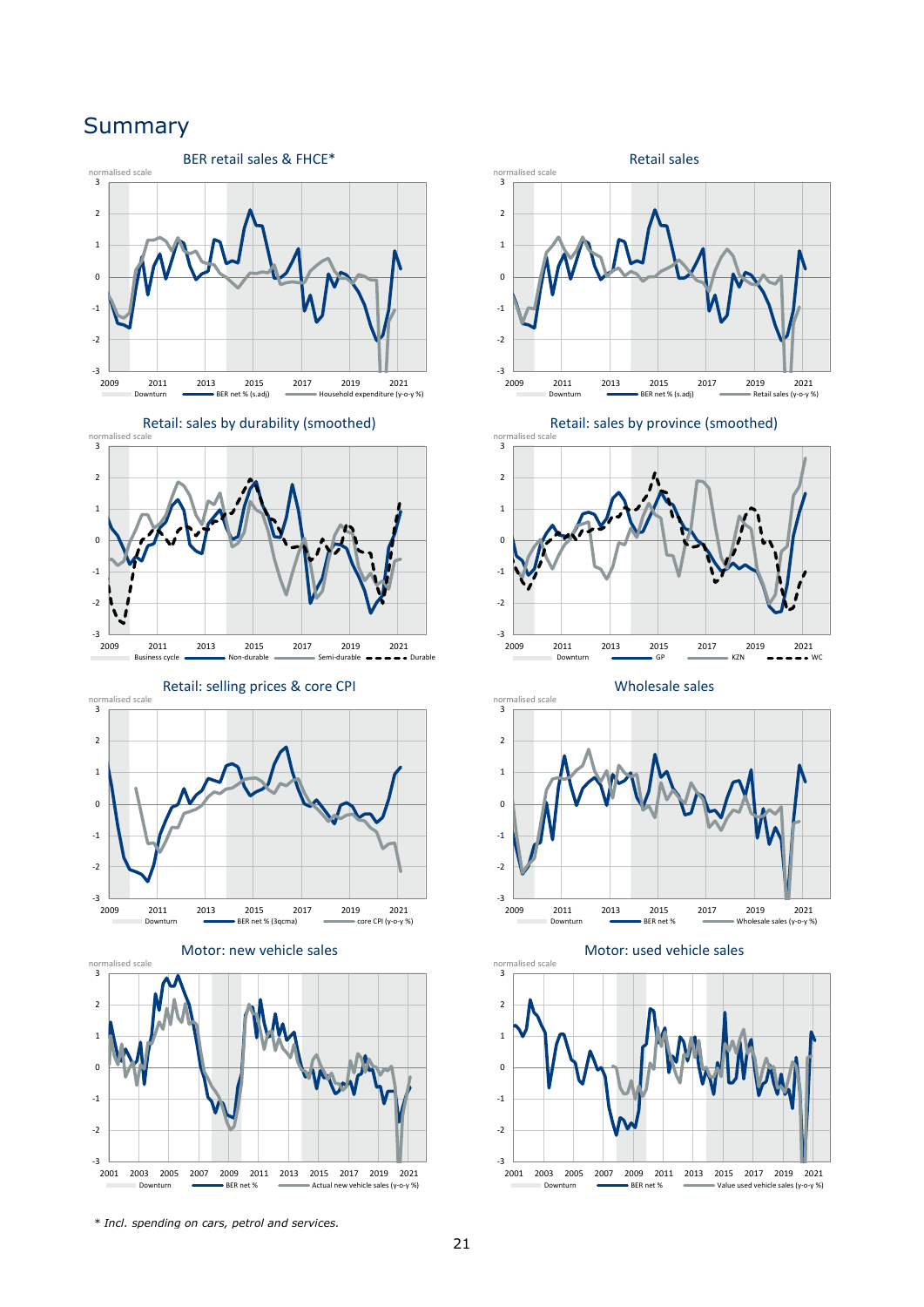# Summary

**BER retail sales & FHCE***

normalised scale

Downturn — BER net % (s.adj) — Household expenditure (y-o-y %)

**Retail sales**

normalised scale

Downturn — BER net % (s.adj) — Retail sales (y-o-y %)

**Retail: sales by durability (smoothed)**

normalised scale

Business cycle — Non-durable — Semi-durable — Durable

**Retail: sales by province (smoothed)**

normalised scale

Downturn — GP — KZN — WC

**Retail: selling prices & core CPI**

normalised scale

Downturn — BER net % (3qcma) — core CPI (y-o-y %)

**Wholesale sales**

normalised scale

Downturn — BER net % — Wholesale sales (y-o-y %)

**Motor: new vehicle sales**

normalised scale

Downturn — BER net % — Actual new vehicle sales (y-o-y %)

**Motor: used vehicle sales**

normalised scale

Downturn — BER net % — Value used vehicle sales (y-o-y %)

* *Incl. spending on cars, petrol and services.*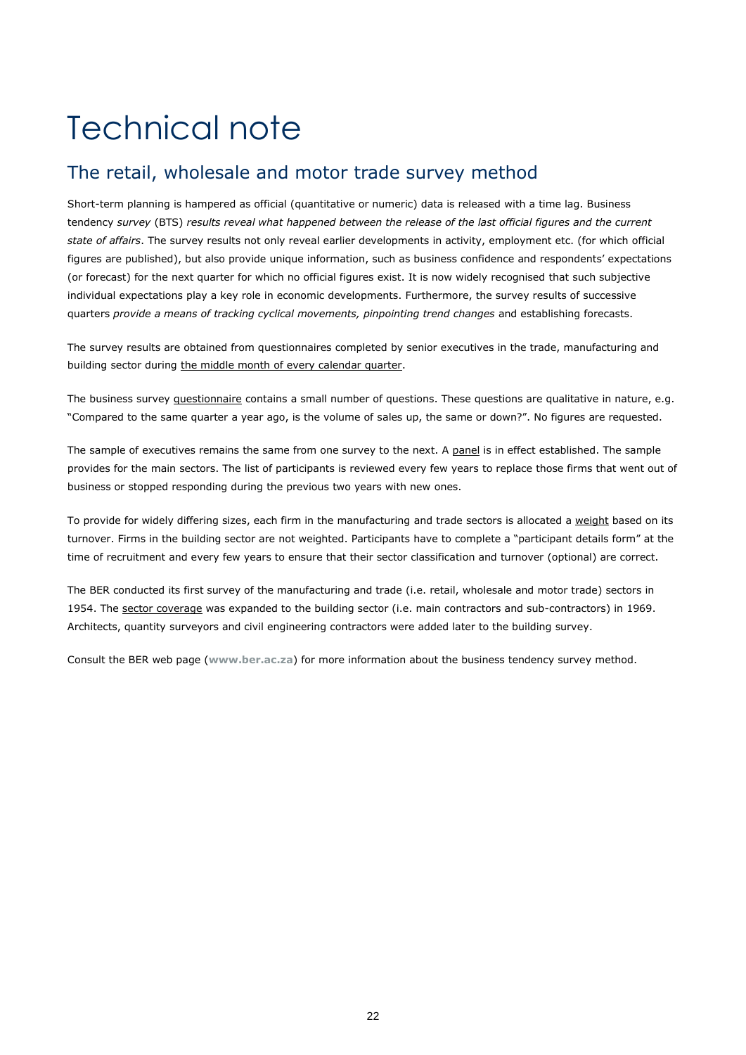# Technical note

## The retail, wholesale and motor trade survey method

Short-term planning is hampered as official (quantitative or numeric) data is released with a time lag. Business tendency *survey* (BTS) *results reveal what happened between the release of the last official figures and the current state of affairs*. The survey results not only reveal earlier developments in activity, employment etc. (for which official figures are published), but also provide unique information, such as business confidence and respondents' expectations (or forecast) for the next quarter for which no official figures exist. It is now widely recognised that such subjective individual expectations play a key role in economic developments. Furthermore, the survey results of successive quarters *provide a means of tracking cyclical movements, pinpointing trend changes* and establishing forecasts.

The survey results are obtained from questionnaires completed by senior executives in the trade, manufacturing and building sector during the middle month of every calendar quarter.

The business survey questionnaire contains a small number of questions. These questions are qualitative in nature, e.g. "Compared to the same quarter a year ago, is the volume of sales up, the same or down?". No figures are requested.

The sample of executives remains the same from one survey to the next. A panel is in effect established. The sample provides for the main sectors. The list of participants is reviewed every few years to replace those firms that went out of business or stopped responding during the previous two years with new ones.

To provide for widely differing sizes, each firm in the manufacturing and trade sectors is allocated a weight based on its turnover. Firms in the building sector are not weighted. Participants have to complete a "participant details form" at the time of recruitment and every few years to ensure that their sector classification and turnover (optional) are correct.

The BER conducted its first survey of the manufacturing and trade (i.e. retail, wholesale and motor trade) sectors in 1954. The sector coverage was expanded to the building sector (i.e. main contractors and sub-contractors) in 1969. Architects, quantity surveyors and civil engineering contractors were added later to the building survey.

Consult the BER web page (**www.ber.ac.za**) for more information about the business tendency survey method.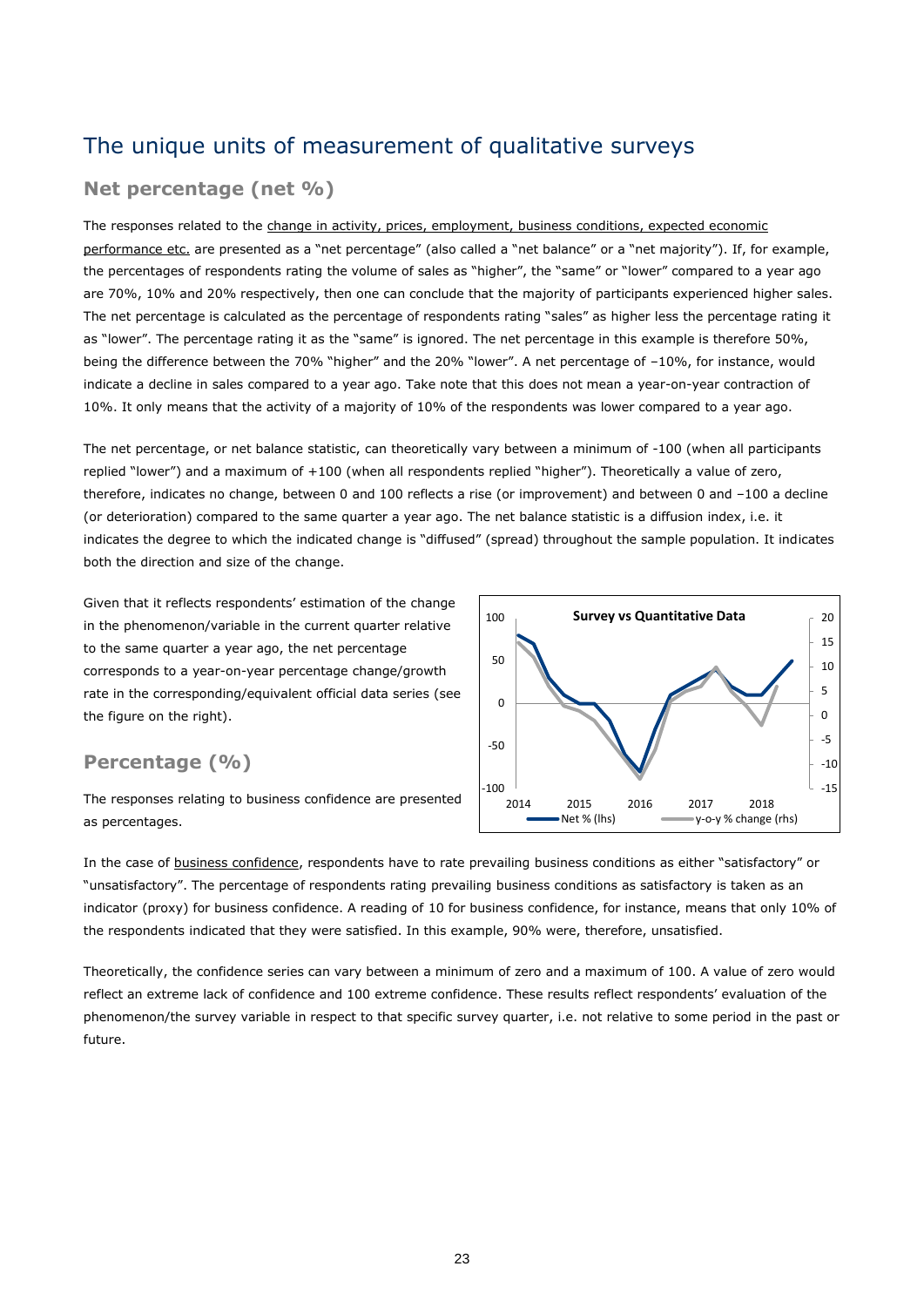# The unique units of measurement of qualitative surveys

## Net percentage (net %)

The responses related to the change in activity, prices, employment, business conditions, expected economic performance etc. are presented as a "net percentage" (also called a "net balance" or a "net majority"). If, for example, the percentages of respondents rating the volume of sales as "higher", the "same" or "lower" compared to a year ago are 70%, 10% and 20% respectively, then one can conclude that the majority of participants experienced higher sales. The net percentage is calculated as the percentage of respondents rating "sales" as higher less the percentage rating it as "lower". The percentage rating it as the "same" is ignored. The net percentage in this example is therefore 50%, being the difference between the 70% "higher" and the 20% "lower". A net percentage of –10%, for instance, would indicate a decline in sales compared to a year ago. Take note that this does not mean a year-on-year contraction of 10%. It only means that the activity of a majority of 10% of the respondents was lower compared to a year ago.

The net percentage, or net balance statistic, can theoretically vary between a minimum of -100 (when all participants replied "lower") and a maximum of +100 (when all respondents replied "higher"). Theoretically a value of zero, therefore, indicates no change, between 0 and 100 reflects a rise (or improvement) and between 0 and –100 a decline (or deterioration) compared to the same quarter a year ago. The net balance statistic is a diffusion index, i.e. it indicates the degree to which the indicated change is "diffused" (spread) throughout the sample population. It indicates both the direction and size of the change.

Given that it reflects respondents' estimation of the change in the phenomenon/variable in the current quarter relative to the same quarter a year ago, the net percentage corresponds to a year-on-year percentage change/growth rate in the corresponding/equivalent official data series (see the figure on the right).

**Survey vs Quantitative Data**

## Percentage (%)

The responses relating to business confidence are presented as percentages.

In the case of business confidence, respondents have to rate prevailing business conditions as either "satisfactory" or "unsatisfactory". The percentage of respondents rating prevailing business conditions as satisfactory is taken as an indicator (proxy) for business confidence. A reading of 10 for business confidence, for instance, means that only 10% of the respondents indicated that they were satisfied. In this example, 90% were, therefore, unsatisfied.

Theoretically, the confidence series can vary between a minimum of zero and a maximum of 100. A value of zero would reflect an extreme lack of confidence and 100 extreme confidence. These results reflect respondents' evaluation of the phenomenon/the survey variable in respect to that specific survey quarter, i.e. not relative to some period in the past or future.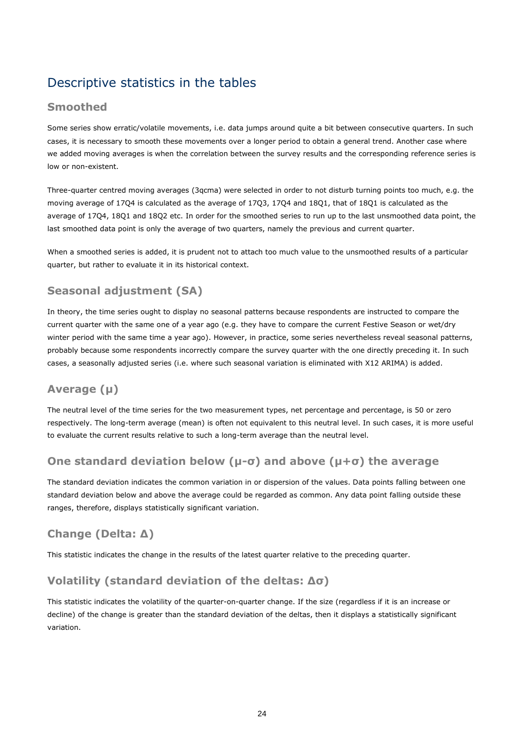# Descriptive statistics in the tables

## Smoothed

Some series show erratic/volatile movements, i.e. data jumps around quite a bit between consecutive quarters. In such cases, it is necessary to smooth these movements over a longer period to obtain a general trend. Another case where we added moving averages is when the correlation between the survey results and the corresponding reference series is low or non-existent.

Three-quarter centred moving averages (3qcma) were selected in order to not disturb turning points too much, e.g. the moving average of 17Q4 is calculated as the average of 17Q3, 17Q4 and 18Q1, that of 18Q1 is calculated as the average of 17Q4, 18Q1 and 18Q2 etc. In order for the smoothed series to run up to the last unsmoothed data point, the last smoothed data point is only the average of two quarters, namely the previous and current quarter.

When a smoothed series is added, it is prudent not to attach too much value to the unsmoothed results of a particular quarter, but rather to evaluate it in its historical context.

## Seasonal adjustment (SA)

In theory, the time series ought to display no seasonal patterns because respondents are instructed to compare the current quarter with the same one of a year ago (e.g. they have to compare the current Festive Season or wet/dry winter period with the same time a year ago). However, in practice, some series nevertheless reveal seasonal patterns, probably because some respondents incorrectly compare the survey quarter with the one directly preceding it. In such cases, a seasonally adjusted series (i.e. where such seasonal variation is eliminated with X12 ARIMA) is added.

## Average ($\mu$)

The neutral level of the time series for the two measurement types, net percentage and percentage, is 50 or zero respectively. The long-term average (mean) is often not equivalent to this neutral level. In such cases, it is more useful to evaluate the current results relative to such a long-term average than the neutral level.

## One standard deviation below ($\mu-\sigma$) and above ($\mu+\sigma$) the average

The standard deviation indicates the common variation in or dispersion of the values. Data points falling between one standard deviation below and above the average could be regarded as common. Any data point falling outside these ranges, therefore, displays statistically significant variation.

## Change (Delta: $\Delta$)

This statistic indicates the change in the results of the latest quarter relative to the preceding quarter.

## Volatility (standard deviation of the deltas: $\Delta\sigma$)

This statistic indicates the volatility of the quarter-on-quarter change. If the size (regardless if it is an increase or decline) of the change is greater than the standard deviation of the deltas, then it displays a statistically significant variation.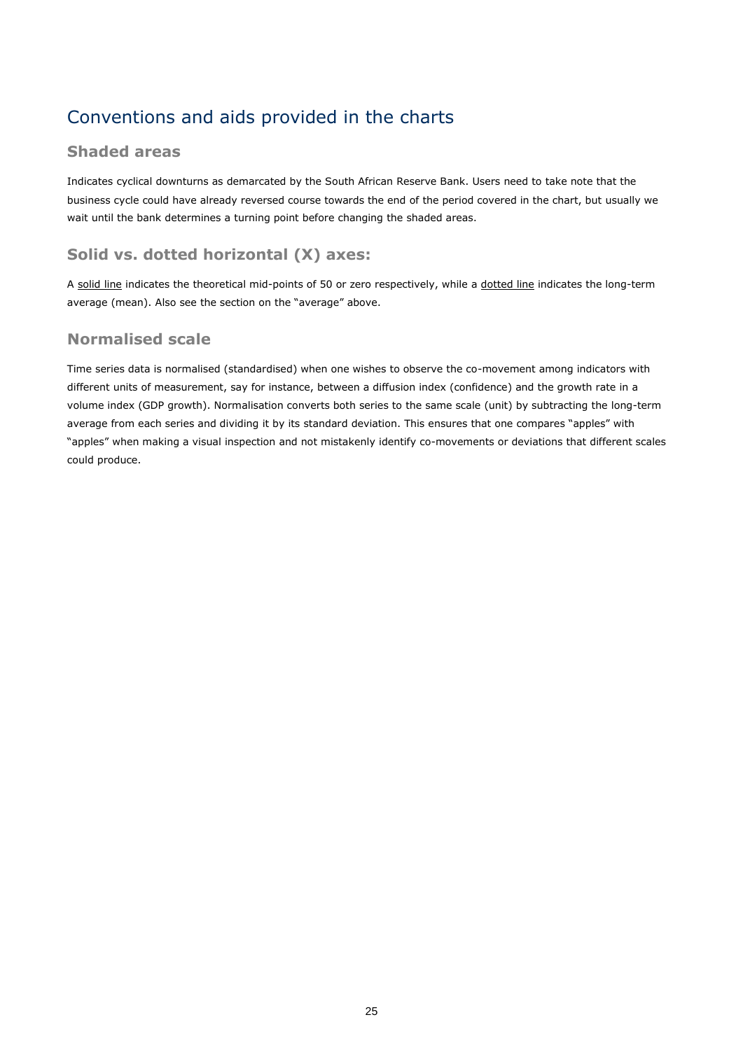## Conventions and aids provided in the charts

### Shaded areas

Indicates cyclical downturns as demarcated by the South African Reserve Bank. Users need to take note that the business cycle could have already reversed course towards the end of the period covered in the chart, but usually we wait until the bank determines a turning point before changing the shaded areas.

### Solid vs. dotted horizontal (X) axes:

A solid line indicates the theoretical mid-points of 50 or zero respectively, while a dotted line indicates the long-term average (mean). Also see the section on the "average" above.

### Normalised scale

Time series data is normalised (standardised) when one wishes to observe the co-movement among indicators with different units of measurement, say for instance, between a diffusion index (confidence) and the growth rate in a volume index (GDP growth). Normalisation converts both series to the same scale (unit) by subtracting the long-term average from each series and dividing it by its standard deviation. This ensures that one compares "apples" with "apples" when making a visual inspection and not mistakenly identify co-movements or deviations that different scales could produce.